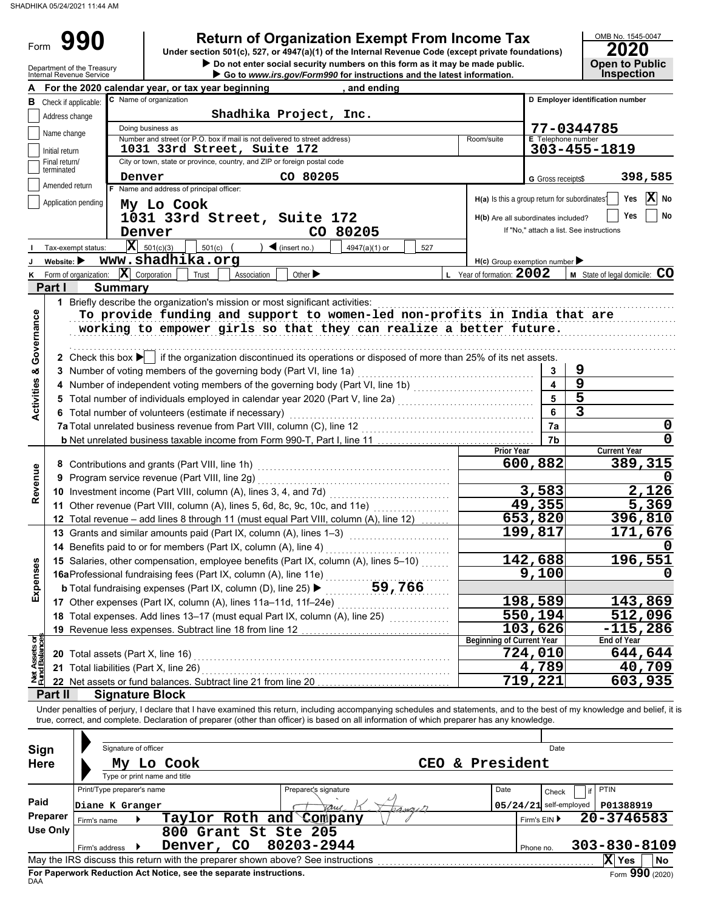SHADHIKA 05/24/2021 11:44 AM

Form **990**

# Return of Organization Exempt From Income Tax

Under section 501(c), 527, or 4947(a)(1) of the Internal Revenue Code (except private foundations)

▶ Do not enter social security numbers on this form as it may be made public.

▶ Go to www.irs.gov/Form990 for instructions and the latest information.

Department of the Treasury
Internal Revenue Service

OMB No. 1545-0047

**2020**

**Open to Public Inspection**

**A** For the 2020 calendar year, or tax year beginning , and ending

**B** Check if applicable:
- Address change
- Name change
- Initial return
- Final return/terminated
- Amended return
- Application pending

**C** Name of organization: Shadhika Project, Inc.

Doing business as

Number and street (or P.O. box if mail is not delivered to street address): 1031 33rd Street, Suite 172 — Room/suite

City or town, state or province, country, and ZIP or foreign postal code: Denver CO 80205

**D** Employer identification number: 77-0344785

**E** Telephone number: 303-455-1819

**G** Gross receipts$ 398,585

**F** Name and address of principal officer:
My Lo Cook
1031 33rd Street, Suite 172
Denver CO 80205

**H(a)** Is this a group return for subordinates? Yes [ ] No [X]

**H(b)** Are all subordinates included? Yes [ ] No [ ]
If "No," attach a list. See instructions

**I** Tax-exempt status: [X] 501(c)(3) [ ] 501(c) ( ) ◀ (insert no.) [ ] 4947(a)(1) or [ ] 527

**J** Website: ▶ www.shadhika.org

**H(c)** Group exemption number ▶

**K** Form of organization: [X] Corporation [ ] Trust [ ] Association [ ] Other ▶

**L** Year of formation: 2002

**M** State of legal domicile: CO

## Part I Summary

### Activities & Governance

1 Briefly describe the organization's mission or most significant activities:
To provide funding and support to women-led non-profits in India that are working to empower girls so that they can realize a better future.

2 Check this box ▶ [ ] if the organization discontinued its operations or disposed of more than 25% of its net assets.

| | | Line | Value |
|---|---|---|---|
| 3 | Number of voting members of the governing body (Part VI, line 1a) | 3 | 9 |
| 4 | Number of independent voting members of the governing body (Part VI, line 1b) | 4 | 9 |
| 5 | Total number of individuals employed in calendar year 2020 (Part V, line 2a) | 5 | 5 |
| 6 | Total number of volunteers (estimate if necessary) | 6 | 3 |
| 7a | Total unrelated business revenue from Part VIII, column (C), line 12 | 7a | 0 |
| b | Net unrelated business taxable income from Form 990-T, Part I, line 11 | 7b | 0 |

### Revenue / Expenses

| | | Prior Year | Current Year |
|---|---|---|---|
| 8 | Contributions and grants (Part VIII, line 1h) | 600,882 | 389,315 |
| 9 | Program service revenue (Part VIII, line 2g) | | 0 |
| 10 | Investment income (Part VIII, column (A), lines 3, 4, and 7d) | 3,583 | 2,126 |
| 11 | Other revenue (Part VIII, column (A), lines 5, 6d, 8c, 9c, 10c, and 11e) | 49,355 | 5,369 |
| 12 | Total revenue – add lines 8 through 11 (must equal Part VIII, column (A), line 12) | 653,820 | 396,810 |
| 13 | Grants and similar amounts paid (Part IX, column (A), lines 1–3) | 199,817 | 171,676 |
| 14 | Benefits paid to or for members (Part IX, column (A), line 4) | | 0 |
| 15 | Salaries, other compensation, employee benefits (Part IX, column (A), lines 5–10) | 142,688 | 196,551 |
| 16a | Professional fundraising fees (Part IX, column (A), line 11e) | 9,100 | 0 |
| b | Total fundraising expenses (Part IX, column (D), line 25) ▶ 59,766 | | |
| 17 | Other expenses (Part IX, column (A), lines 11a–11d, 11f–24e) | 198,589 | 143,869 |
| 18 | Total expenses. Add lines 13–17 (must equal Part IX, column (A), line 25) | 550,194 | 512,096 |
| 19 | Revenue less expenses. Subtract line 18 from line 12 | 103,626 | -115,286 |

### Net Assets or Fund Balances

| | | Beginning of Current Year | End of Year |
|---|---|---|---|
| 20 | Total assets (Part X, line 16) | 724,010 | 644,644 |
| 21 | Total liabilities (Part X, line 26) | 4,789 | 40,709 |
| 22 | Net assets or fund balances. Subtract line 21 from line 20 | 719,221 | 603,935 |

## Part II Signature Block

Under penalties of perjury, I declare that I have examined this return, including accompanying schedules and statements, and to the best of my knowledge and belief, it is true, correct, and complete. Declaration of preparer (other than officer) is based on all information of which preparer has any knowledge.

**Sign Here**

Signature of officer — Date

My Lo Cook — CEO & President
Type or print name and title

**Paid Preparer Use Only**

| Print/Type preparer's name | Preparer's signature | Date | Check if self-employed | PTIN |
|---|---|---|---|---|
| Diane K Granger | Diane K. Granger | 05/24/21 | | P01388919 |

Firm's name ▶ Taylor Roth and Company — Firm's EIN ▶ 20-3746583

Firm's address ▶ 800 Grant St Ste 205, Denver, CO 80203-2944 — Phone no. 303-830-8109

May the IRS discuss this return with the preparer shown above? See instructions [X] Yes [ ] No

**For Paperwork Reduction Act Notice, see the separate instructions.**

DAA

Form **990** (2020)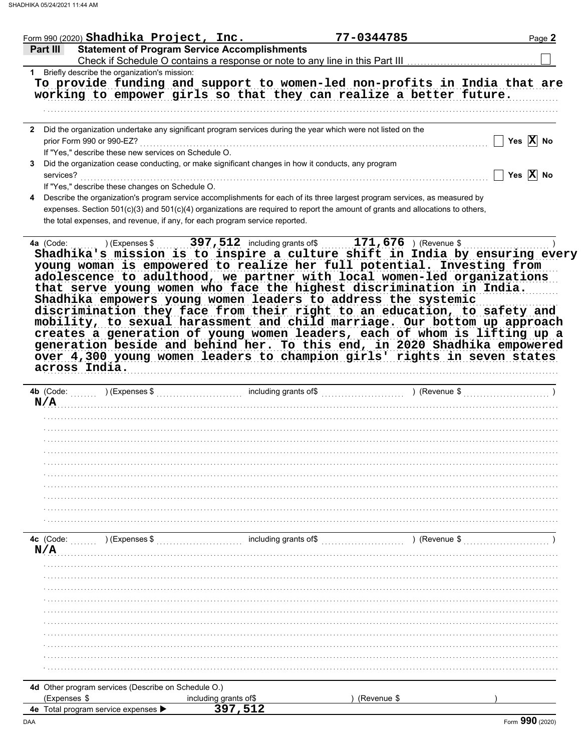Form 990 (2020) **Shadhika Project, Inc.** **77-0344785** Page **2**

## Part III Statement of Program Service Accomplishments

Check if Schedule O contains a response or note to any line in this Part III ☐

**1** Briefly describe the organization's mission:

To provide funding and support to women-led non-profits in India that are working to empower girls so that they can realize a better future.

**2** Did the organization undertake any significant program services during the year which were not listed on the prior Form 990 or 990-EZ? ☐ Yes ☒ No

If "Yes," describe these new services on Schedule O.

**3** Did the organization cease conducting, or make significant changes in how it conducts, any program services? ☐ Yes ☒ No

If "Yes," describe these changes on Schedule O.

**4** Describe the organization's program service accomplishments for each of its three largest program services, as measured by expenses. Section 501(c)(3) and 501(c)(4) organizations are required to report the amount of grants and allocations to others, the total expenses, and revenue, if any, for each program service reported.

**4a** (Code: ) (Expenses $ 397,512 including grants of$ 171,676 ) (Revenue $ )

Shadhika's mission is to inspire a culture shift in India by ensuring every young woman is empowered to realize her full potential. Investing from adolescence to adulthood, we partner with local women-led organizations that serve young women who face the highest discrimination in India. Shadhika empowers young women leaders to address the systemic discrimination they face from their right to an education, to safety and mobility, to sexual harassment and child marriage. Our bottom up approach creates a generation of young women leaders, each of whom is lifting up a generation beside and behind her. To this end, in 2020 Shadhika empowered over 4,300 young women leaders to champion girls' rights in seven states across India.

**4b** (Code: ) (Expenses $ including grants of$ ) (Revenue $ )

N/A

**4c** (Code: ) (Expenses $ including grants of$ ) (Revenue $ )

N/A

**4d** Other program services (Describe on Schedule O.)

(Expenses $ including grants of$ ) (Revenue $ )

**4e** Total program service expenses ▶ 397,512

DAA Form **990** (2020)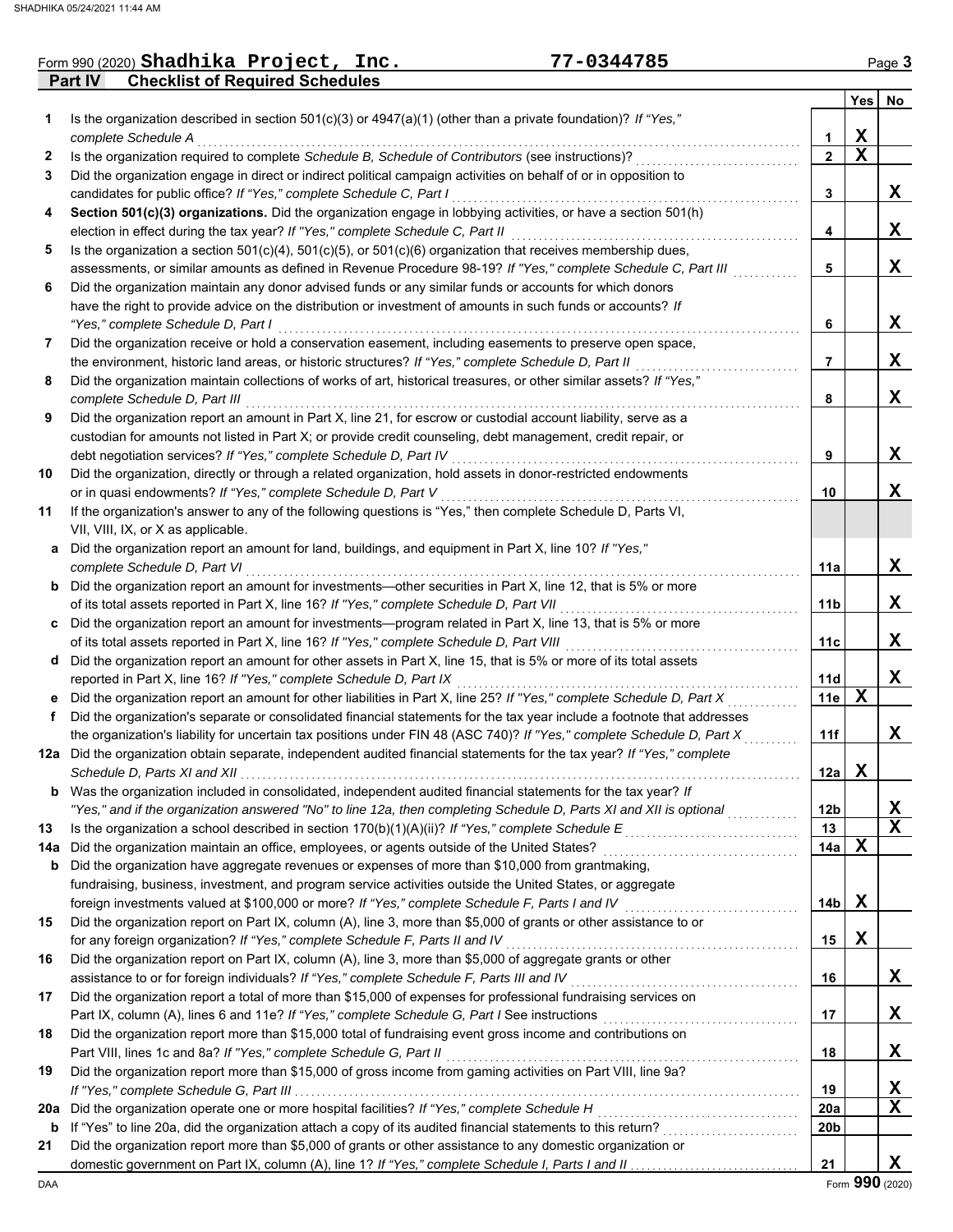Form 990 (2020) **Shadhika Project, Inc.** **77-0344785** Page 3

**Part IV Checklist of Required Schedules**

| | | | Yes | No |
|---|---|---|---|---|
| 1 | Is the organization described in section 501(c)(3) or 4947(a)(1) (other than a private foundation)? *If "Yes," complete Schedule A* | 1 | X | |
| 2 | Is the organization required to complete *Schedule B, Schedule of Contributors* (see instructions)? | 2 | X | |
| 3 | Did the organization engage in direct or indirect political campaign activities on behalf of or in opposition to candidates for public office? *If "Yes," complete Schedule C, Part I* | 3 | | X |
| 4 | **Section 501(c)(3) organizations.** Did the organization engage in lobbying activities, or have a section 501(h) election in effect during the tax year? *If "Yes," complete Schedule C, Part II* | 4 | | X |
| 5 | Is the organization a section 501(c)(4), 501(c)(5), or 501(c)(6) organization that receives membership dues, assessments, or similar amounts as defined in Revenue Procedure 98-19? *If "Yes," complete Schedule C, Part III* | 5 | | X |
| 6 | Did the organization maintain any donor advised funds or any similar funds or accounts for which donors have the right to provide advice on the distribution or investment of amounts in such funds or accounts? *If "Yes," complete Schedule D, Part I* | 6 | | X |
| 7 | Did the organization receive or hold a conservation easement, including easements to preserve open space, the environment, historic land areas, or historic structures? *If "Yes," complete Schedule D, Part II* | 7 | | X |
| 8 | Did the organization maintain collections of works of art, historical treasures, or other similar assets? *If "Yes," complete Schedule D, Part III* | 8 | | X |
| 9 | Did the organization report an amount in Part X, line 21, for escrow or custodial account liability, serve as a custodian for amounts not listed in Part X; or provide credit counseling, debt management, credit repair, or debt negotiation services? *If "Yes," complete Schedule D, Part IV* | 9 | | X |
| 10 | Did the organization, directly or through a related organization, hold assets in donor-restricted endowments or in quasi endowments? *If "Yes," complete Schedule D, Part V* | 10 | | X |
| 11 | If the organization's answer to any of the following questions is "Yes," then complete Schedule D, Parts VI, VII, VIII, IX, or X as applicable. | | | |
| a | Did the organization report an amount for land, buildings, and equipment in Part X, line 10? *If "Yes," complete Schedule D, Part VI* | 11a | | X |
| b | Did the organization report an amount for investments—other securities in Part X, line 12, that is 5% or more of its total assets reported in Part X, line 16? *If "Yes," complete Schedule D, Part VII* | 11b | | X |
| c | Did the organization report an amount for investments—program related in Part X, line 13, that is 5% or more of its total assets reported in Part X, line 16? *If "Yes," complete Schedule D, Part VIII* | 11c | | X |
| d | Did the organization report an amount for other assets in Part X, line 15, that is 5% or more of its total assets reported in Part X, line 16? *If "Yes," complete Schedule D, Part IX* | 11d | | X |
| e | Did the organization report an amount for other liabilities in Part X, line 25? *If "Yes," complete Schedule D, Part X* | 11e | X | |
| f | Did the organization's separate or consolidated financial statements for the tax year include a footnote that addresses the organization's liability for uncertain tax positions under FIN 48 (ASC 740)? *If "Yes," complete Schedule D, Part X* | 11f | | X |
| 12a | Did the organization obtain separate, independent audited financial statements for the tax year? *If "Yes," complete Schedule D, Parts XI and XII* | 12a | X | |
| b | Was the organization included in consolidated, independent audited financial statements for the tax year? *If "Yes," and if the organization answered "No" to line 12a, then completing Schedule D, Parts XI and XII is optional* | 12b | | X |
| 13 | Is the organization a school described in section 170(b)(1)(A)(ii)? *If "Yes," complete Schedule E* | 13 | | X |
| 14a | Did the organization maintain an office, employees, or agents outside of the United States? | 14a | X | |
| b | Did the organization have aggregate revenues or expenses of more than $10,000 from grantmaking, fundraising, business, investment, and program service activities outside the United States, or aggregate foreign investments valued at $100,000 or more? *If "Yes," complete Schedule F, Parts I and IV* | 14b | X | |
| 15 | Did the organization report on Part IX, column (A), line 3, more than $5,000 of grants or other assistance to or for any foreign organization? *If "Yes," complete Schedule F, Parts II and IV* | 15 | X | |
| 16 | Did the organization report on Part IX, column (A), line 3, more than $5,000 of aggregate grants or other assistance to or for foreign individuals? *If "Yes," complete Schedule F, Parts III and IV* | 16 | | X |
| 17 | Did the organization report a total of more than $15,000 of expenses for professional fundraising services on Part IX, column (A), lines 6 and 11e? *If "Yes," complete Schedule G, Part I* See instructions | 17 | | X |
| 18 | Did the organization report more than $15,000 total of fundraising event gross income and contributions on Part VIII, lines 1c and 8a? *If "Yes," complete Schedule G, Part II* | 18 | | X |
| 19 | Did the organization report more than $15,000 of gross income from gaming activities on Part VIII, line 9a? *If "Yes," complete Schedule G, Part III* | 19 | | X |
| 20a | Did the organization operate one or more hospital facilities? *If "Yes," complete Schedule H* | 20a | | X |
| b | If "Yes" to line 20a, did the organization attach a copy of its audited financial statements to this return? | 20b | | |
| 21 | Did the organization report more than $5,000 of grants or other assistance to any domestic organization or domestic government on Part IX, column (A), line 1? *If "Yes," complete Schedule I, Parts I and II* | 21 | | X |

Form **990** (2020)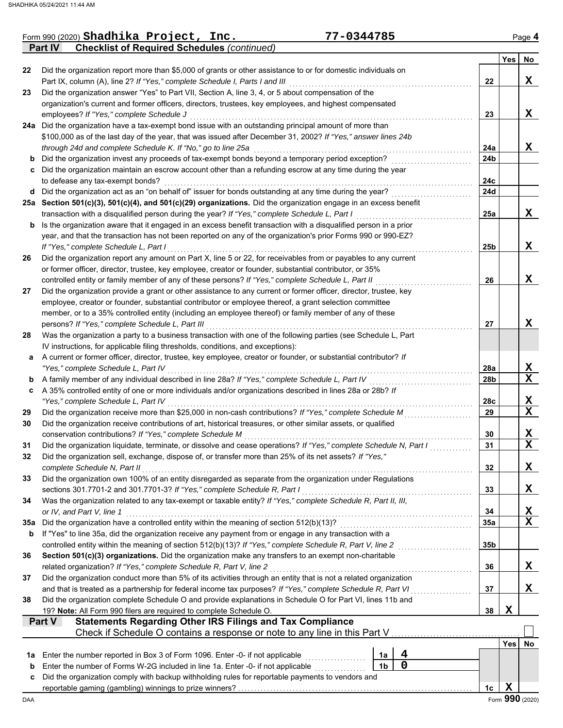Form 990 (2020) **Shadhika Project, Inc.** **77-0344785** Page 4

**Part IV Checklist of Required Schedules** *(continued)*

| | | | Yes | No |
|---|---|---|---|---|
| 22 | Did the organization report more than $5,000 of grants or other assistance to or for domestic individuals on Part IX, column (A), line 2? *If "Yes," complete Schedule I, Parts I and III* | 22 | | X |
| 23 | Did the organization answer "Yes" to Part VII, Section A, line 3, 4, or 5 about compensation of the organization's current and former officers, directors, trustees, key employees, and highest compensated employees? *If "Yes," complete Schedule J* | 23 | | X |
| 24a | Did the organization have a tax-exempt bond issue with an outstanding principal amount of more than $100,000 as of the last day of the year, that was issued after December 31, 2002? *If "Yes," answer lines 24b through 24d and complete Schedule K. If "No," go to line 25a* | 24a | | X |
| b | Did the organization invest any proceeds of tax-exempt bonds beyond a temporary period exception? | 24b | | |
| c | Did the organization maintain an escrow account other than a refunding escrow at any time during the year to defease any tax-exempt bonds? | 24c | | |
| d | Did the organization act as an "on behalf of" issuer for bonds outstanding at any time during the year? | 24d | | |
| 25a | **Section 501(c)(3), 501(c)(4), and 501(c)(29) organizations.** Did the organization engage in an excess benefit transaction with a disqualified person during the year? *If "Yes," complete Schedule L, Part I* | 25a | | X |
| b | Is the organization aware that it engaged in an excess benefit transaction with a disqualified person in a prior year, and that the transaction has not been reported on any of the organization's prior Forms 990 or 990-EZ? *If "Yes," complete Schedule L, Part I* | 25b | | X |
| 26 | Did the organization report any amount on Part X, line 5 or 22, for receivables from or payables to any current or former officer, director, trustee, key employee, creator or founder, substantial contributor, or 35% controlled entity or family member of any of these persons? *If "Yes," complete Schedule L, Part II* | 26 | | X |
| 27 | Did the organization provide a grant or other assistance to any current or former officer, director, trustee, key employee, creator or founder, substantial contributor or employee thereof, a grant selection committee member, or to a 35% controlled entity (including an employee thereof) or family member of any of these persons? *If "Yes," complete Schedule L, Part III* | 27 | | X |
| 28 | Was the organization a party to a business transaction with one of the following parties (see Schedule L, Part IV instructions, for applicable filing thresholds, conditions, and exceptions): | | | |
| a | A current or former officer, director, trustee, key employee, creator or founder, or substantial contributor? *If "Yes," complete Schedule L, Part IV* | 28a | | X |
| b | A family member of any individual described in line 28a? *If "Yes," complete Schedule L, Part IV* | 28b | | X |
| c | A 35% controlled entity of one or more individuals and/or organizations described in lines 28a or 28b? *If "Yes," complete Schedule L, Part IV* | 28c | | X |
| 29 | Did the organization receive more than $25,000 in non-cash contributions? *If "Yes," complete Schedule M* | 29 | | X |
| 30 | Did the organization receive contributions of art, historical treasures, or other similar assets, or qualified conservation contributions? *If "Yes," complete Schedule M* | 30 | | X |
| 31 | Did the organization liquidate, terminate, or dissolve and cease operations? *If "Yes," complete Schedule N, Part I* | 31 | | X |
| 32 | Did the organization sell, exchange, dispose of, or transfer more than 25% of its net assets? *If "Yes," complete Schedule N, Part II* | 32 | | X |
| 33 | Did the organization own 100% of an entity disregarded as separate from the organization under Regulations sections 301.7701-2 and 301.7701-3? *If "Yes," complete Schedule R, Part I* | 33 | | X |
| 34 | Was the organization related to any tax-exempt or taxable entity? *If "Yes," complete Schedule R, Part II, III, or IV, and Part V, line 1* | 34 | | X |
| 35a | Did the organization have a controlled entity within the meaning of section 512(b)(13)? | 35a | | X |
| b | If "Yes" to line 35a, did the organization receive any payment from or engage in any transaction with a controlled entity within the meaning of section 512(b)(13)? *If "Yes," complete Schedule R, Part V, line 2* | 35b | | |
| 36 | **Section 501(c)(3) organizations.** Did the organization make any transfers to an exempt non-charitable related organization? *If "Yes," complete Schedule R, Part V, line 2* | 36 | | X |
| 37 | Did the organization conduct more than 5% of its activities through an entity that is not a related organization and that is treated as a partnership for federal income tax purposes? *If "Yes," complete Schedule R, Part VI* | 37 | | X |
| 38 | Did the organization complete Schedule O and provide explanations in Schedule O for Part VI, lines 11b and 19? **Note:** All Form 990 filers are required to complete Schedule O. | 38 | X | |

**Part V Statements Regarding Other IRS Filings and Tax Compliance**

Check if Schedule O contains a response or note to any line in this Part V ☐

| | | | | | Yes | No |
|---|---|---|---|---|---|---|
| 1a | Enter the number reported in Box 3 of Form 1096. Enter -0- if not applicable | 1a | 4 | | | |
| b | Enter the number of Forms W-2G included in line 1a. Enter -0- if not applicable | 1b | 0 | | | |
| c | Did the organization comply with backup withholding rules for reportable payments to vendors and reportable gaming (gambling) winnings to prize winners? | | | 1c | X | |

DAA Form **990** (2020)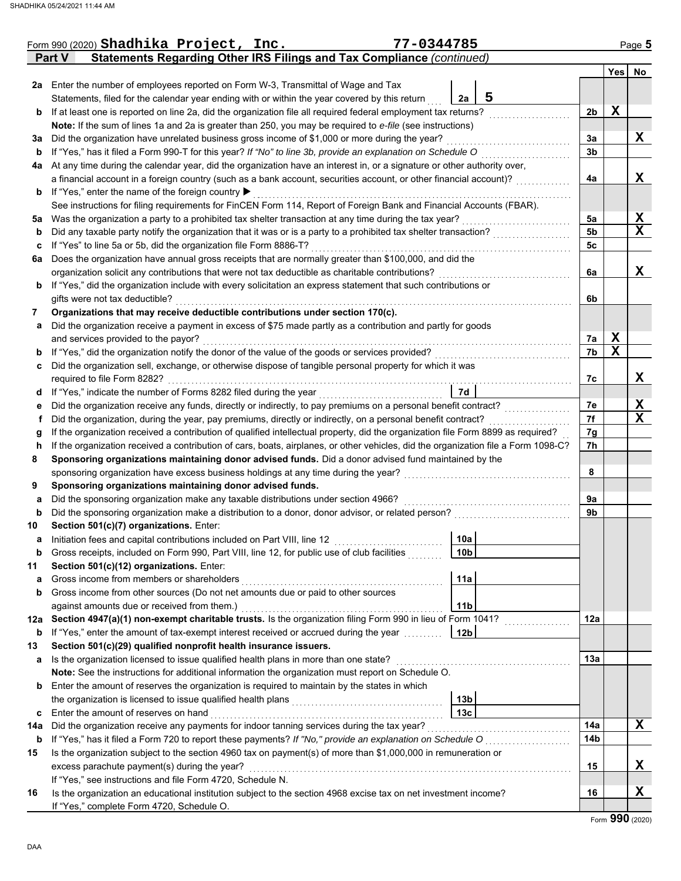Form 990 (2020) **Shadhika Project, Inc.** **77-0344785**

## Part V — Statements Regarding Other IRS Filings and Tax Compliance *(continued)*

| | | | | Yes | No |
|---|---|---|---|---|---|
| **2a** | Enter the number of employees reported on Form W-3, Transmittal of Wage and Tax Statements, filed for the calendar year ending with or within the year covered by this return | 2a | 5 | | |
| **b** | If at least one is reported on line 2a, did the organization file all required federal employment tax returns? | | 2b | X | |
| | **Note:** If the sum of lines 1a and 2a is greater than 250, you may be required to *e-file* (see instructions) | | | | |
| **3a** | Did the organization have unrelated business gross income of $1,000 or more during the year? | | 3a | | X |
| **b** | If "Yes," has it filed a Form 990-T for this year? *If "No" to line 3b, provide an explanation on Schedule O* | | 3b | | |
| **4a** | At any time during the calendar year, did the organization have an interest in, or a signature or other authority over, a financial account in a foreign country (such as a bank account, securities account, or other financial account)? | | 4a | | X |
| **b** | If "Yes," enter the name of the foreign country ▶ | | | | |
| | See instructions for filing requirements for FinCEN Form 114, Report of Foreign Bank and Financial Accounts (FBAR). | | | | |
| **5a** | Was the organization a party to a prohibited tax shelter transaction at any time during the tax year? | | 5a | | X |
| **b** | Did any taxable party notify the organization that it was or is a party to a prohibited tax shelter transaction? | | 5b | | X |
| **c** | If "Yes" to line 5a or 5b, did the organization file Form 8886-T? | | 5c | | |
| **6a** | Does the organization have annual gross receipts that are normally greater than $100,000, and did the organization solicit any contributions that were not tax deductible as charitable contributions? | | 6a | | X |
| **b** | If "Yes," did the organization include with every solicitation an express statement that such contributions or gifts were not tax deductible? | | 6b | | |
| **7** | **Organizations that may receive deductible contributions under section 170(c).** | | | | |
| **a** | Did the organization receive a payment in excess of $75 made partly as a contribution and partly for goods and services provided to the payor? | | 7a | X | |
| **b** | If "Yes," did the organization notify the donor of the value of the goods or services provided? | | 7b | X | |
| **c** | Did the organization sell, exchange, or otherwise dispose of tangible personal property for which it was required to file Form 8282? | | 7c | | X |
| **d** | If "Yes," indicate the number of Forms 8282 filed during the year | 7d | | | |
| **e** | Did the organization receive any funds, directly or indirectly, to pay premiums on a personal benefit contract? | | 7e | | X |
| **f** | Did the organization, during the year, pay premiums, directly or indirectly, on a personal benefit contract? | | 7f | | X |
| **g** | If the organization received a contribution of qualified intellectual property, did the organization file Form 8899 as required? | | 7g | | |
| **h** | If the organization received a contribution of cars, boats, airplanes, or other vehicles, did the organization file a Form 1098-C? | | 7h | | |
| **8** | **Sponsoring organizations maintaining donor advised funds.** Did a donor advised fund maintained by the sponsoring organization have excess business holdings at any time during the year? | | 8 | | |
| **9** | **Sponsoring organizations maintaining donor advised funds.** | | | | |
| **a** | Did the sponsoring organization make any taxable distributions under section 4966? | | 9a | | |
| **b** | Did the sponsoring organization make a distribution to a donor, donor advisor, or related person? | | 9b | | |
| **10** | **Section 501(c)(7) organizations.** Enter: | | | | |
| **a** | Initiation fees and capital contributions included on Part VIII, line 12 | 10a | | | |
| **b** | Gross receipts, included on Form 990, Part VIII, line 12, for public use of club facilities | 10b | | | |
| **11** | **Section 501(c)(12) organizations.** Enter: | | | | |
| **a** | Gross income from members or shareholders | 11a | | | |
| **b** | Gross income from other sources (Do not net amounts due or paid to other sources against amounts due or received from them.) | 11b | | | |
| **12a** | **Section 4947(a)(1) non-exempt charitable trusts.** Is the organization filing Form 990 in lieu of Form 1041? | | 12a | | |
| **b** | If "Yes," enter the amount of tax-exempt interest received or accrued during the year | 12b | | | |
| **13** | **Section 501(c)(29) qualified nonprofit health insurance issuers.** | | | | |
| **a** | Is the organization licensed to issue qualified health plans in more than one state? | | 13a | | |
| | **Note:** See the instructions for additional information the organization must report on Schedule O. | | | | |
| **b** | Enter the amount of reserves the organization is required to maintain by the states in which the organization is licensed to issue qualified health plans | 13b | | | |
| **c** | Enter the amount of reserves on hand | 13c | | | |
| **14a** | Did the organization receive any payments for indoor tanning services during the tax year? | | 14a | | X |
| **b** | If "Yes," has it filed a Form 720 to report these payments? *If "No," provide an explanation on Schedule O* | | 14b | | |
| **15** | Is the organization subject to the section 4960 tax on payment(s) of more than $1,000,000 in remuneration or excess parachute payment(s) during the year? | | 15 | | X |
| | If "Yes," see instructions and file Form 4720, Schedule N. | | | | |
| **16** | Is the organization an educational institution subject to the section 4968 excise tax on net investment income? | | 16 | | X |
| | If "Yes," complete Form 4720, Schedule O. | | | | |

Form **990** (2020)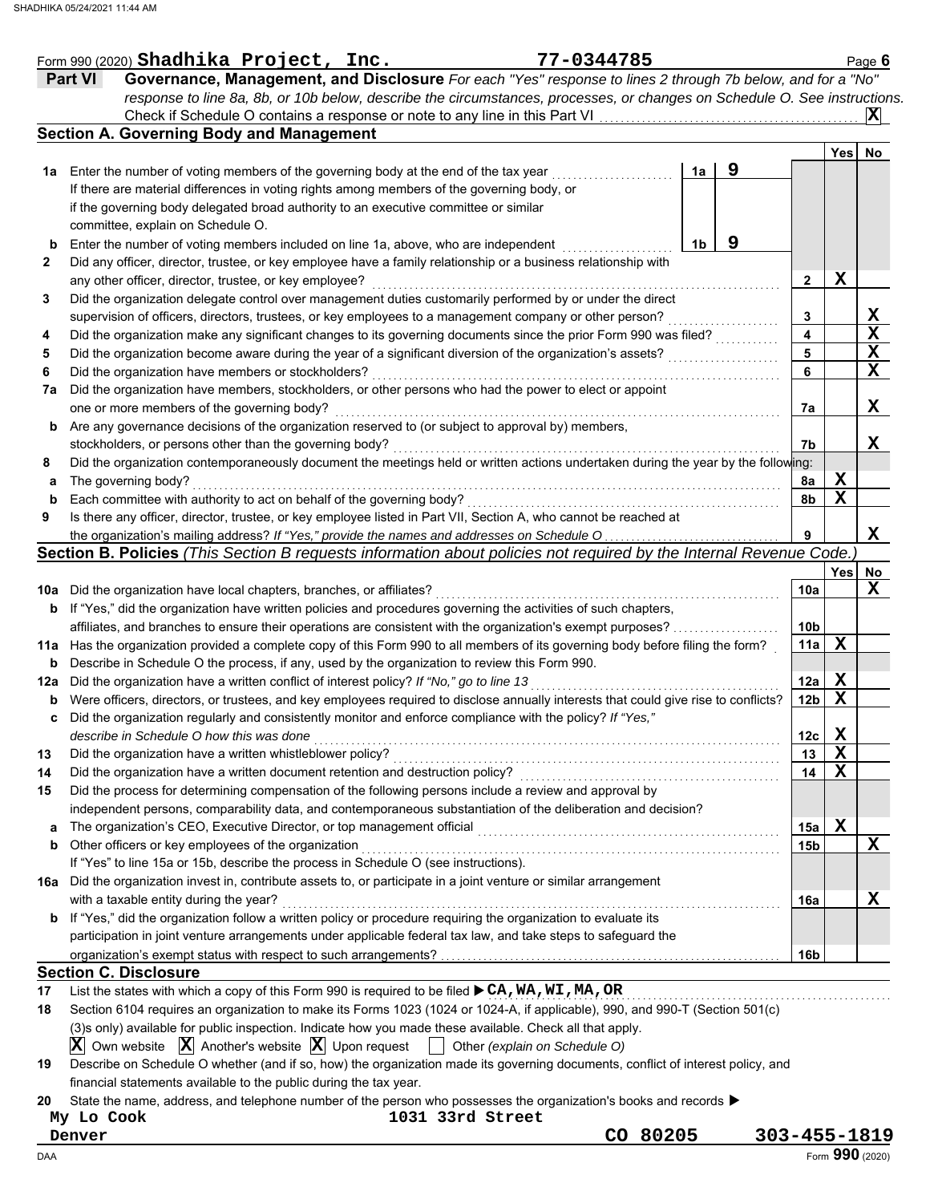Form 990 (2020) **Shadhika Project, Inc.** **77-0344785** Page 6

## Part VI Governance, Management, and Disclosure

*For each "Yes" response to lines 2 through 7b below, and for a "No" response to line 8a, 8b, or 10b below, describe the circumstances, processes, or changes on Schedule O. See instructions.*

Check if Schedule O contains a response or note to any line in this Part VI .......... **X**

### Section A. Governing Body and Management

| | | | Yes | No |
|---|---|---|---|---|
| 1a | Enter the number of voting members of the governing body at the end of the tax year ... 1a **9** <br> If there are material differences in voting rights among members of the governing body, or if the governing body delegated broad authority to an executive committee or similar committee, explain on Schedule O. | | | |
| b | Enter the number of voting members included on line 1a, above, who are independent ... 1b **9** | | | |
| 2 | Did any officer, director, trustee, or key employee have a family relationship or a business relationship with any other officer, director, trustee, or key employee? | 2 | X | |
| 3 | Did the organization delegate control over management duties customarily performed by or under the direct supervision of officers, directors, trustees, or key employees to a management company or other person? | 3 | | X |
| 4 | Did the organization make any significant changes to its governing documents since the prior Form 990 was filed? | 4 | | X |
| 5 | Did the organization become aware during the year of a significant diversion of the organization's assets? | 5 | | X |
| 6 | Did the organization have members or stockholders? | 6 | | X |
| 7a | Did the organization have members, stockholders, or other persons who had the power to elect or appoint one or more members of the governing body? | 7a | | X |
| b | Are any governance decisions of the organization reserved to (or subject to approval by) members, stockholders, or persons other than the governing body? | 7b | | X |
| 8 | Did the organization contemporaneously document the meetings held or written actions undertaken during the year by the following: | | | |
| a | The governing body? | 8a | X | |
| b | Each committee with authority to act on behalf of the governing body? | 8b | X | |
| 9 | Is there any officer, director, trustee, or key employee listed in Part VII, Section A, who cannot be reached at the organization's mailing address? *If "Yes," provide the names and addresses on Schedule O* | 9 | | X |

### Section B. Policies *(This Section B requests information about policies not required by the Internal Revenue Code.)*

| | | | Yes | No |
|---|---|---|---|---|
| 10a | Did the organization have local chapters, branches, or affiliates? | 10a | | X |
| b | If "Yes," did the organization have written policies and procedures governing the activities of such chapters, affiliates, and branches to ensure their operations are consistent with the organization's exempt purposes? | 10b | | |
| 11a | Has the organization provided a complete copy of this Form 990 to all members of its governing body before filing the form? | 11a | X | |
| b | Describe in Schedule O the process, if any, used by the organization to review this Form 990. | | | |
| 12a | Did the organization have a written conflict of interest policy? *If "No," go to line 13* | 12a | X | |
| b | Were officers, directors, or trustees, and key employees required to disclose annually interests that could give rise to conflicts? | 12b | X | |
| c | Did the organization regularly and consistently monitor and enforce compliance with the policy? *If "Yes," describe in Schedule O how this was done* | 12c | X | |
| 13 | Did the organization have a written whistleblower policy? | 13 | X | |
| 14 | Did the organization have a written document retention and destruction policy? | 14 | X | |
| 15 | Did the process for determining compensation of the following persons include a review and approval by independent persons, comparability data, and contemporaneous substantiation of the deliberation and decision? | | | |
| a | The organization's CEO, Executive Director, or top management official | 15a | X | |
| b | Other officers or key employees of the organization | 15b | | X |
| | If "Yes" to line 15a or 15b, describe the process in Schedule O (see instructions). | | | |
| 16a | Did the organization invest in, contribute assets to, or participate in a joint venture or similar arrangement with a taxable entity during the year? | 16a | | X |
| b | If "Yes," did the organization follow a written policy or procedure requiring the organization to evaluate its participation in joint venture arrangements under applicable federal tax law, and take steps to safeguard the organization's exempt status with respect to such arrangements? | 16b | | |

### Section C. Disclosure

17 List the states with which a copy of this Form 990 is required to be filed ▶ **CA,WA,WI,MA,OR**

18 Section 6104 requires an organization to make its Forms 1023 (1024 or 1024-A, if applicable), 990, and 990-T (Section 501(c)(3)s only) available for public inspection. Indicate how you made these available. Check all that apply.

**X** Own website **X** Another's website **X** Upon request ☐ Other *(explain on Schedule O)*

19 Describe on Schedule O whether (and if so, how) the organization made its governing documents, conflict of interest policy, and financial statements available to the public during the tax year.

20 State the name, address, and telephone number of the person who possesses the organization's books and records ▶

**My Lo Cook** **1031 33rd Street**
**Denver** **CO 80205** **303-455-1819**

Form **990** (2020)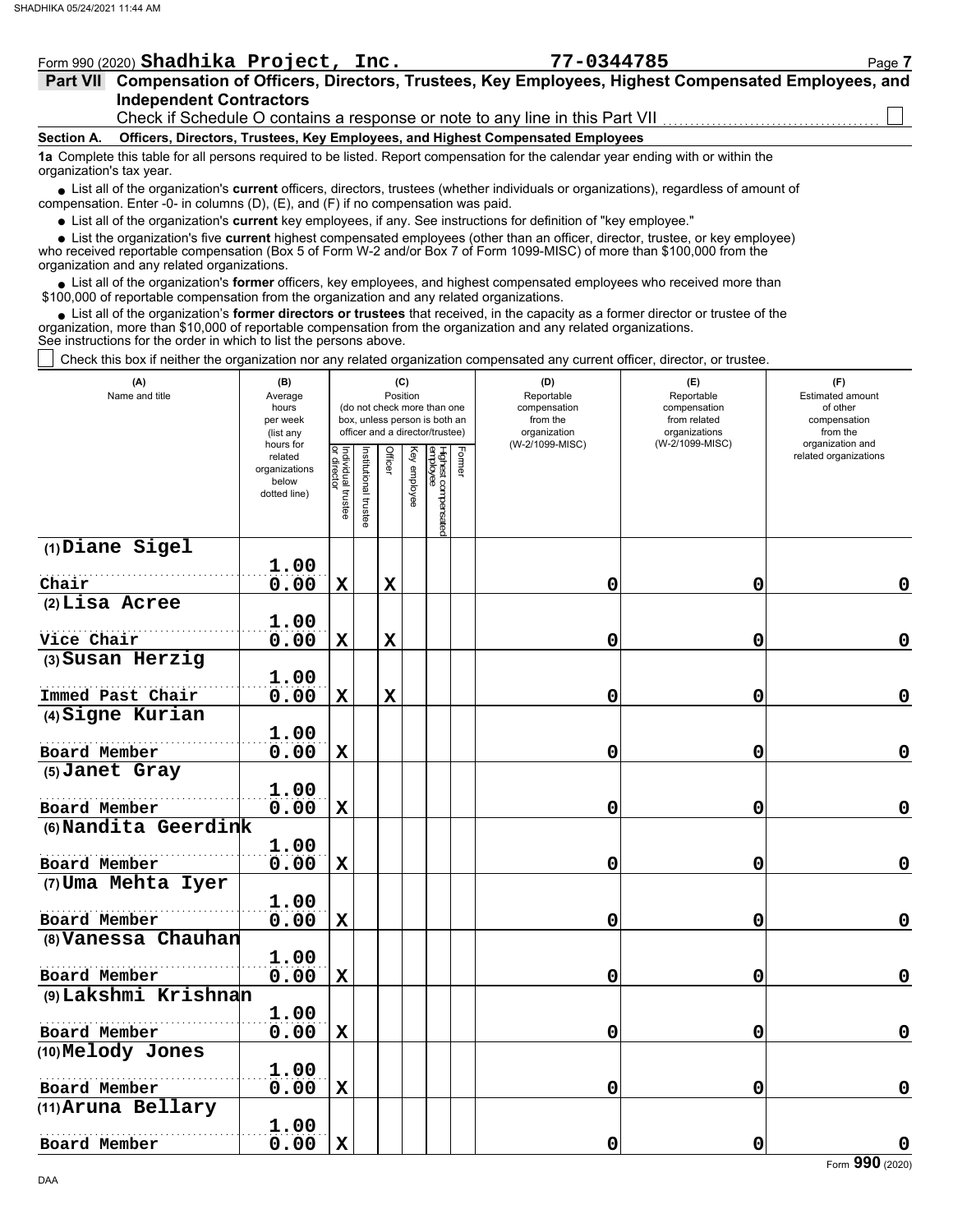SHADHIKA 05/24/2021 11:44 AM

Form 990 (2020) **Shadhika Project, Inc.** **77-0344785** Page **7**

## Part VII Compensation of Officers, Directors, Trustees, Key Employees, Highest Compensated Employees, and Independent Contractors

Check if Schedule O contains a response or note to any line in this Part VII ☐

**Section A. Officers, Directors, Trustees, Key Employees, and Highest Compensated Employees**

**1a** Complete this table for all persons required to be listed. Report compensation for the calendar year ending with or within the organization's tax year.

- List all of the organization's **current** officers, directors, trustees (whether individuals or organizations), regardless of amount of compensation. Enter -0- in columns (D), (E), and (F) if no compensation was paid.
- List all of the organization's **current** key employees, if any. See instructions for definition of "key employee."
- List the organization's five **current** highest compensated employees (other than an officer, director, trustee, or key employee) who received reportable compensation (Box 5 of Form W-2 and/or Box 7 of Form 1099-MISC) of more than $100,000 from the organization and any related organizations.
- List all of the organization's **former** officers, key employees, and highest compensated employees who received more than $100,000 of reportable compensation from the organization and any related organizations.
- List all of the organization's **former directors or trustees** that received, in the capacity as a former director or trustee of the organization, more than $10,000 of reportable compensation from the organization and any related organizations.

See instructions for the order in which to list the persons above.

☐ Check this box if neither the organization nor any related organization compensated any current officer, director, or trustee.

| (A) Name and title | (B) Average hours per week (list any hours for related organizations below dotted line) | (C) Position (do not check more than one box, unless person is both an officer and a director/trustee) | | | | | | (D) Reportable compensation from the organization (W-2/1099-MISC) | (E) Reportable compensation from related organizations (W-2/1099-MISC) | (F) Estimated amount of other compensation from the organization and related organizations |
|---|---|---|---|---|---|---|---|---|---|---|
| | | Individual trustee or director | Institutional trustee | Officer | Key employee | Highest compensated employee | Former | | | |
| (1) Diane Sigel<br>Chair | 1.00<br>0.00 | X | | X | | | | 0 | 0 | 0 |
| (2) Lisa Acree<br>Vice Chair | 1.00<br>0.00 | X | | X | | | | 0 | 0 | 0 |
| (3) Susan Herzig<br>Immed Past Chair | 1.00<br>0.00 | X | | X | | | | 0 | 0 | 0 |
| (4) Signe Kurian<br>Board Member | 1.00<br>0.00 | X | | | | | | 0 | 0 | 0 |
| (5) Janet Gray<br>Board Member | 1.00<br>0.00 | X | | | | | | 0 | 0 | 0 |
| (6) Nandita Geerdink<br>Board Member | 1.00<br>0.00 | X | | | | | | 0 | 0 | 0 |
| (7) Uma Mehta Iyer<br>Board Member | 1.00<br>0.00 | X | | | | | | 0 | 0 | 0 |
| (8) Vanessa Chauhan<br>Board Member | 1.00<br>0.00 | X | | | | | | 0 | 0 | 0 |
| (9) Lakshmi Krishnan<br>Board Member | 1.00<br>0.00 | X | | | | | | 0 | 0 | 0 |
| (10) Melody Jones<br>Board Member | 1.00<br>0.00 | X | | | | | | 0 | 0 | 0 |
| (11) Aruna Bellary<br>Board Member | 1.00<br>0.00 | X | | | | | | 0 | 0 | 0 |

DAA Form **990** (2020)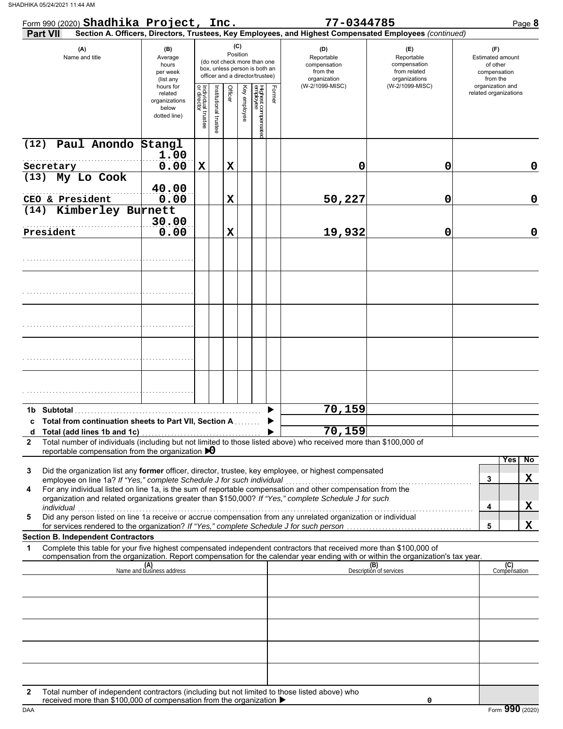SHADHIKA 05/24/2021 11:44 AM

Form 990 (2020) **Shadhika Project, Inc.** **77-0344785** Page **8**

**Part VII** **Section A. Officers, Directors, Trustees, Key Employees, and Highest Compensated Employees** *(continued)*

| (A) Name and title | (B) Average hours per week (list any hours for related organizations below dotted line) | (C) Position: Individual trustee or director | Institutional trustee | Officer | Key employee | Highest compensated employee | Former | (D) Reportable compensation from the organization (W-2/1099-MISC) | (E) Reportable compensation from related organizations (W-2/1099-MISC) | (F) Estimated amount of other compensation from the organization and related organizations |
|---|---|---|---|---|---|---|---|---|---|---|
| (12) Paul Anondo Stangl<br>Secretary | 1.00<br>0.00 | X | | X | | | | 0 | 0 | 0 |
| (13) My Lo Cook<br>CEO & President | 40.00<br>0.00 | | | X | | | | 50,227 | 0 | 0 |
| (14) Kimberley Burnett<br>President | 30.00<br>0.00 | | | X | | | | 19,932 | 0 | 0 |
| | | | | | | | | | | |
| | | | | | | | | | | |
| | | | | | | | | | | |
| | | | | | | | | | | |
| | | | | | | | | | | |

| | | (D) | (E) | (F) |
|---|---|---|---|---|
| **1b** | **Subtotal** | 70,159 | | |
| **c** | **Total from continuation sheets to Part VII, Section A** | | | |
| **d** | **Total (add lines 1b and 1c)** | 70,159 | | |

**2** Total number of individuals (including but not limited to those listed above) who received more than $100,000 of reportable compensation from the organization ▶ 0

| | | | Yes | No |
|---|---|---|---|---|
| **3** | Did the organization list any **former** officer, director, trustee, key employee, or highest compensated employee on line 1a? *If "Yes," complete Schedule J for such individual* | 3 | | X |
| **4** | For any individual listed on line 1a, is the sum of reportable compensation and other compensation from the organization and related organizations greater than $150,000? *If "Yes," complete Schedule J for such individual* | 4 | | X |
| **5** | Did any person listed on line 1a receive or accrue compensation from any unrelated organization or individual for services rendered to the organization? *If "Yes," complete Schedule J for such person* | 5 | | X |

**Section B. Independent Contractors**

**1** Complete this table for your five highest compensated independent contractors that received more than $100,000 of compensation from the organization. Report compensation for the calendar year ending with or within the organization's tax year.

| (A) Name and business address | (B) Description of services | (C) Compensation |
|---|---|---|
| | | |
| | | |
| | | |
| | | |
| | | |

**2** Total number of independent contractors (including but not limited to those listed above) who received more than $100,000 of compensation from the organization ▶ 0

DAA Form **990** (2020)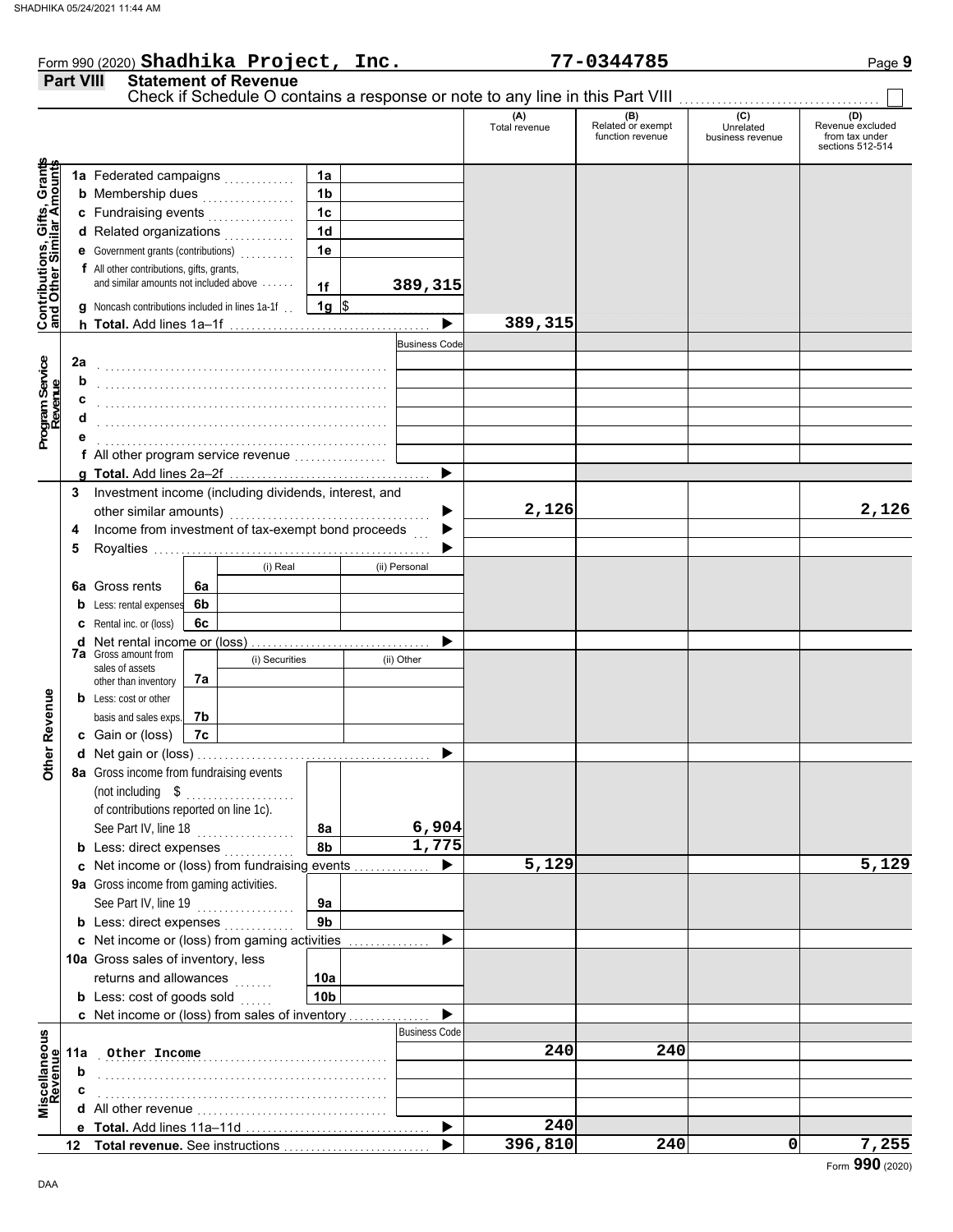Form 990 (2020) **Shadhika Project, Inc.** **77-0344785**

## Part VIII Statement of Revenue

Check if Schedule O contains a response or note to any line in this Part VIII ☐

| | | | | (A) Total revenue | (B) Related or exempt function revenue | (C) Unrelated business revenue | (D) Revenue excluded from tax under sections 512-514 |
|---|---|---|---|---|---|---|---|
| **Contributions, Gifts, Grants and Other Similar Amounts** | 1a Federated campaigns | 1a | | | | | |
| | b Membership dues | 1b | | | | | |
| | c Fundraising events | 1c | | | | | |
| | d Related organizations | 1d | | | | | |
| | e Government grants (contributions) | 1e | | | | | |
| | f All other contributions, gifts, grants, and similar amounts not included above | 1f | 389,315 | | | | |
| | g Noncash contributions included in lines 1a-1f | 1g | $ | | | | |
| | h **Total.** Add lines 1a–1f | | | 389,315 | | | |
| **Program Service Revenue** | | | Business Code | | | | |
| | 2a | | | | | | |
| | b | | | | | | |
| | c | | | | | | |
| | d | | | | | | |
| | e | | | | | | |
| | f All other program service revenue | | | | | | |
| | g **Total.** Add lines 2a–2f | | | | | | |
| **Other Revenue** | 3 Investment income (including dividends, interest, and other similar amounts) | | | 2,126 | | | 2,126 |
| | 4 Income from investment of tax-exempt bond proceeds | | | | | | |
| | 5 Royalties | | | | | | |
| | | (i) Real | (ii) Personal | | | | |
| | 6a Gross rents — 6a | | | | | | |
| | b Less: rental expenses — 6b | | | | | | |
| | c Rental inc. or (loss) — 6c | | | | | | |
| | d Net rental income or (loss) | | | | | | |
| | | (i) Securities | (ii) Other | | | | |
| | 7a Gross amount from sales of assets other than inventory — 7a | | | | | | |
| | b Less: cost or other basis and sales exps. — 7b | | | | | | |
| | c Gain or (loss) — 7c | | | | | | |
| | d Net gain or (loss) | | | | | | |
| | 8a Gross income from fundraising events (not including $ of contributions reported on line 1c). See Part IV, line 18 | 8a | 6,904 | | | | |
| | b Less: direct expenses | 8b | 1,775 | | | | |
| | c Net income or (loss) from fundraising events | | | 5,129 | | | 5,129 |
| | 9a Gross income from gaming activities. See Part IV, line 19 | 9a | | | | | |
| | b Less: direct expenses | 9b | | | | | |
| | c Net income or (loss) from gaming activities | | | | | | |
| | 10a Gross sales of inventory, less returns and allowances | 10a | | | | | |
| | b Less: cost of goods sold | 10b | | | | | |
| | c Net income or (loss) from sales of inventory | | | | | | |
| **Miscellaneous Revenue** | | | Business Code | | | | |
| | 11a Other Income | | | 240 | 240 | | |
| | b | | | | | | |
| | c | | | | | | |
| | d All other revenue | | | | | | |
| | e **Total.** Add lines 11a–11d | | | 240 | | | |
| | 12 **Total revenue.** See instructions | | | 396,810 | 240 | 0 | 7,255 |

Form **990** (2020)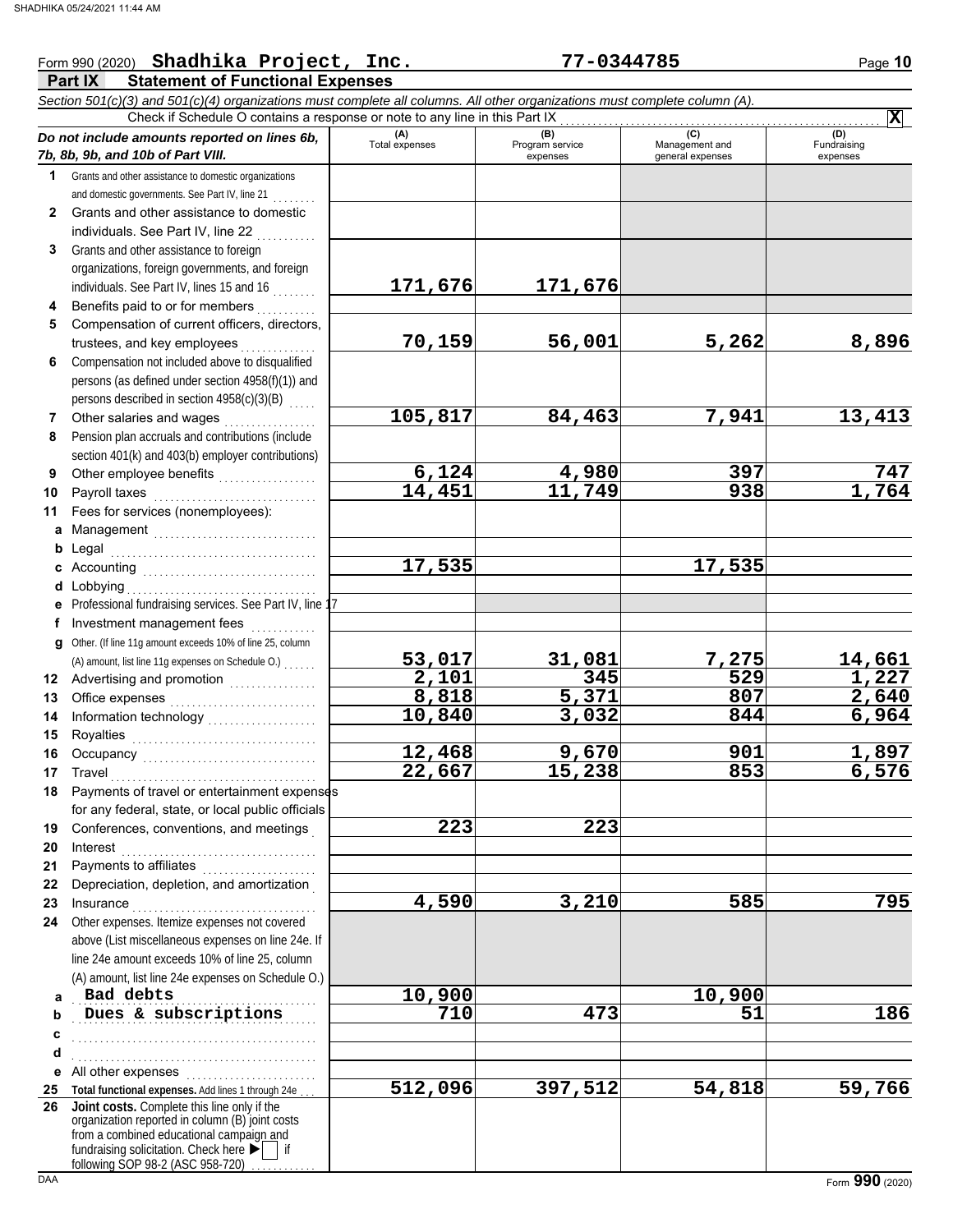Form 990 (2020) **Shadhika Project, Inc.** **77-0344785**

## Part IX Statement of Functional Expenses

*Section 501(c)(3) and 501(c)(4) organizations must complete all columns. All other organizations must complete column (A).*

Check if Schedule O contains a response or note to any line in this Part IX . . . . . . . . . . . . . . . . . . . . . . **X**

| *Do not include amounts reported on lines 6b, 7b, 8b, 9b, and 10b of Part VIII.* | (A) Total expenses | (B) Program service expenses | (C) Management and general expenses | (D) Fundraising expenses |
|---|---|---|---|---|
| **1** Grants and other assistance to domestic organizations and domestic governments. See Part IV, line 21 | | | | |
| **2** Grants and other assistance to domestic individuals. See Part IV, line 22 | | | | |
| **3** Grants and other assistance to foreign organizations, foreign governments, and foreign individuals. See Part IV, lines 15 and 16 | 171,676 | 171,676 | | |
| **4** Benefits paid to or for members | | | | |
| **5** Compensation of current officers, directors, trustees, and key employees | 70,159 | 56,001 | 5,262 | 8,896 |
| **6** Compensation not included above to disqualified persons (as defined under section 4958(f)(1)) and persons described in section 4958(c)(3)(B) | | | | |
| **7** Other salaries and wages | 105,817 | 84,463 | 7,941 | 13,413 |
| **8** Pension plan accruals and contributions (include section 401(k) and 403(b) employer contributions) | | | | |
| **9** Other employee benefits | 6,124 | 4,980 | 397 | 747 |
| **10** Payroll taxes | 14,451 | 11,749 | 938 | 1,764 |
| **11** Fees for services (nonemployees): | | | | |
| **a** Management | | | | |
| **b** Legal | | | | |
| **c** Accounting | 17,535 | | 17,535 | |
| **d** Lobbying | | | | |
| **e** Professional fundraising services. See Part IV, line 17 | | | | |
| **f** Investment management fees | | | | |
| **g** Other. (If line 11g amount exceeds 10% of line 25, column (A) amount, list line 11g expenses on Schedule O.) | 53,017 | 31,081 | 7,275 | 14,661 |
| **12** Advertising and promotion | 2,101 | 345 | 529 | 1,227 |
| **13** Office expenses | 8,818 | 5,371 | 807 | 2,640 |
| **14** Information technology | 10,840 | 3,032 | 844 | 6,964 |
| **15** Royalties | | | | |
| **16** Occupancy | 12,468 | 9,670 | 901 | 1,897 |
| **17** Travel | 22,667 | 15,238 | 853 | 6,576 |
| **18** Payments of travel or entertainment expenses for any federal, state, or local public officials | | | | |
| **19** Conferences, conventions, and meetings | 223 | 223 | | |
| **20** Interest | | | | |
| **21** Payments to affiliates | | | | |
| **22** Depreciation, depletion, and amortization | | | | |
| **23** Insurance | 4,590 | 3,210 | 585 | 795 |
| **24** Other expenses. Itemize expenses not covered above (List miscellaneous expenses on line 24e. If line 24e amount exceeds 10% of line 25, column (A) amount, list line 24e expenses on Schedule O.) | | | | |
| **a** Bad debts | 10,900 | | 10,900 | |
| **b** Dues & subscriptions | 710 | 473 | 51 | 186 |
| **c** | | | | |
| **d** | | | | |
| **e** All other expenses | | | | |
| **25 Total functional expenses.** Add lines 1 through 24e | 512,096 | 397,512 | 54,818 | 59,766 |
| **26 Joint costs.** Complete this line only if the organization reported in column (B) joint costs from a combined educational campaign and fundraising solicitation. Check here ▶ ☐ if following SOP 98-2 (ASC 958-720) | | | | |

Form **990** (2020)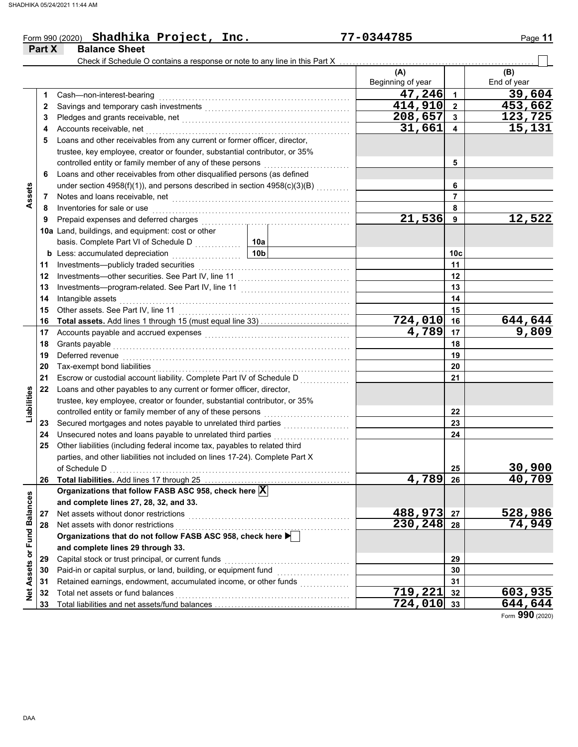Form 990 (2020) **Shadhika Project, Inc.** **77-0344785** Page **11**

## Part X Balance Sheet

Check if Schedule O contains a response or note to any line in this Part X ☐

| | | | | (A) Beginning of year | | (B) End of year |
|---|---|---|---|---|---|---|
| **Assets** | 1 | Cash—non-interest-bearing | | 47,246 | 1 | 39,604 |
| | 2 | Savings and temporary cash investments | | 414,910 | 2 | 453,662 |
| | 3 | Pledges and grants receivable, net | | 208,657 | 3 | 123,725 |
| | 4 | Accounts receivable, net | | 31,661 | 4 | 15,131 |
| | 5 | Loans and other receivables from any current or former officer, director, trustee, key employee, creator or founder, substantial contributor, or 35% controlled entity or family member of any of these persons | | | 5 | |
| | 6 | Loans and other receivables from other disqualified persons (as defined under section 4958(f)(1)), and persons described in section 4958(c)(3)(B) | | | 6 | |
| | 7 | Notes and loans receivable, net | | | 7 | |
| | 8 | Inventories for sale or use | | | 8 | |
| | 9 | Prepaid expenses and deferred charges | | 21,536 | 9 | 12,522 |
| | 10a | Land, buildings, and equipment: cost or other basis. Complete Part VI of Schedule D | 10a | | | |
| | b | Less: accumulated depreciation | 10b | | 10c | |
| | 11 | Investments—publicly traded securities | | | 11 | |
| | 12 | Investments—other securities. See Part IV, line 11 | | | 12 | |
| | 13 | Investments—program-related. See Part IV, line 11 | | | 13 | |
| | 14 | Intangible assets | | | 14 | |
| | 15 | Other assets. See Part IV, line 11 | | | 15 | |
| | 16 | **Total assets.** Add lines 1 through 15 (must equal line 33) | | 724,010 | 16 | 644,644 |
| **Liabilities** | 17 | Accounts payable and accrued expenses | | 4,789 | 17 | 9,809 |
| | 18 | Grants payable | | | 18 | |
| | 19 | Deferred revenue | | | 19 | |
| | 20 | Tax-exempt bond liabilities | | | 20 | |
| | 21 | Escrow or custodial account liability. Complete Part IV of Schedule D | | | 21 | |
| | 22 | Loans and other payables to any current or former officer, director, trustee, key employee, creator or founder, substantial contributor, or 35% controlled entity or family member of any of these persons | | | 22 | |
| | 23 | Secured mortgages and notes payable to unrelated third parties | | | 23 | |
| | 24 | Unsecured notes and loans payable to unrelated third parties | | | 24 | |
| | 25 | Other liabilities (including federal income tax, payables to related third parties, and other liabilities not included on lines 17-24). Complete Part X of Schedule D | | | 25 | 30,900 |
| | 26 | **Total liabilities.** Add lines 17 through 25 | | 4,789 | 26 | 40,709 |
| **Net Assets or Fund Balances** | | **Organizations that follow FASB ASC 958, check here** ☒ **and complete lines 27, 28, 32, and 33.** | | | | |
| | 27 | Net assets without donor restrictions | | 488,973 | 27 | 528,986 |
| | 28 | Net assets with donor restrictions | | 230,248 | 28 | 74,949 |
| | | **Organizations that do not follow FASB ASC 958, check here** ☐ **and complete lines 29 through 33.** | | | | |
| | 29 | Capital stock or trust principal, or current funds | | | 29 | |
| | 30 | Paid-in or capital surplus, or land, building, or equipment fund | | | 30 | |
| | 31 | Retained earnings, endowment, accumulated income, or other funds | | | 31 | |
| | 32 | Total net assets or fund balances | | 719,221 | 32 | 603,935 |
| | 33 | Total liabilities and net assets/fund balances | | 724,010 | 33 | 644,644 |

Form **990** (2020)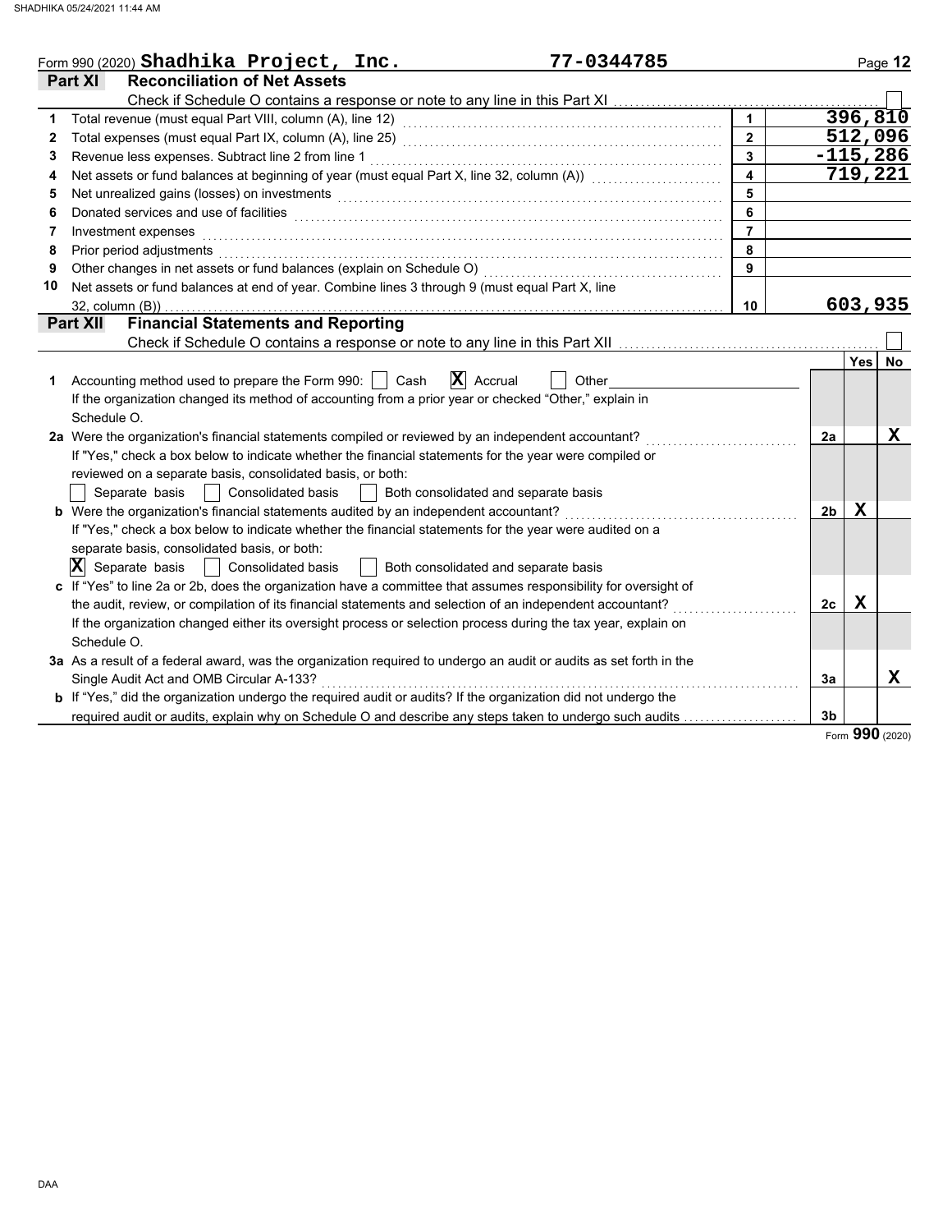Form 990 (2020) **Shadhika Project, Inc.** 77-0344785

## Part XI Reconciliation of Net Assets

Check if Schedule O contains a response or note to any line in this Part XI ☐

| | | | |
|---|---|---|---|
| 1 | Total revenue (must equal Part VIII, column (A), line 12) | 1 | 396,810 |
| 2 | Total expenses (must equal Part IX, column (A), line 25) | 2 | 512,096 |
| 3 | Revenue less expenses. Subtract line 2 from line 1 | 3 | -115,286 |
| 4 | Net assets or fund balances at beginning of year (must equal Part X, line 32, column (A)) | 4 | 719,221 |
| 5 | Net unrealized gains (losses) on investments | 5 | |
| 6 | Donated services and use of facilities | 6 | |
| 7 | Investment expenses | 7 | |
| 8 | Prior period adjustments | 8 | |
| 9 | Other changes in net assets or fund balances (explain on Schedule O) | 9 | |
| 10 | Net assets or fund balances at end of year. Combine lines 3 through 9 (must equal Part X, line 32, column (B)) | 10 | 603,935 |

## Part XII Financial Statements and Reporting

Check if Schedule O contains a response or note to any line in this Part XII ☐

| | | | Yes | No |
|---|---|---|---|---|
| 1 | Accounting method used to prepare the Form 990: ☐ Cash ☒ Accrual ☐ Other<br>If the organization changed its method of accounting from a prior year or checked "Other," explain in Schedule O. | | | |
| 2a | Were the organization's financial statements compiled or reviewed by an independent accountant?<br>If "Yes," check a box below to indicate whether the financial statements for the year were compiled or reviewed on a separate basis, consolidated basis, or both:<br>☐ Separate basis ☐ Consolidated basis ☐ Both consolidated and separate basis | 2a | | X |
| b | Were the organization's financial statements audited by an independent accountant?<br>If "Yes," check a box below to indicate whether the financial statements for the year were audited on a separate basis, consolidated basis, or both:<br>☒ Separate basis ☐ Consolidated basis ☐ Both consolidated and separate basis | 2b | X | |
| c | If "Yes" to line 2a or 2b, does the organization have a committee that assumes responsibility for oversight of the audit, review, or compilation of its financial statements and selection of an independent accountant?<br>If the organization changed either its oversight process or selection process during the tax year, explain on Schedule O. | 2c | X | |
| 3a | As a result of a federal award, was the organization required to undergo an audit or audits as set forth in the Single Audit Act and OMB Circular A-133? | 3a | | X |
| b | If "Yes," did the organization undergo the required audit or audits? If the organization did not undergo the required audit or audits, explain why on Schedule O and describe any steps taken to undergo such audits | 3b | | |

Form **990** (2020)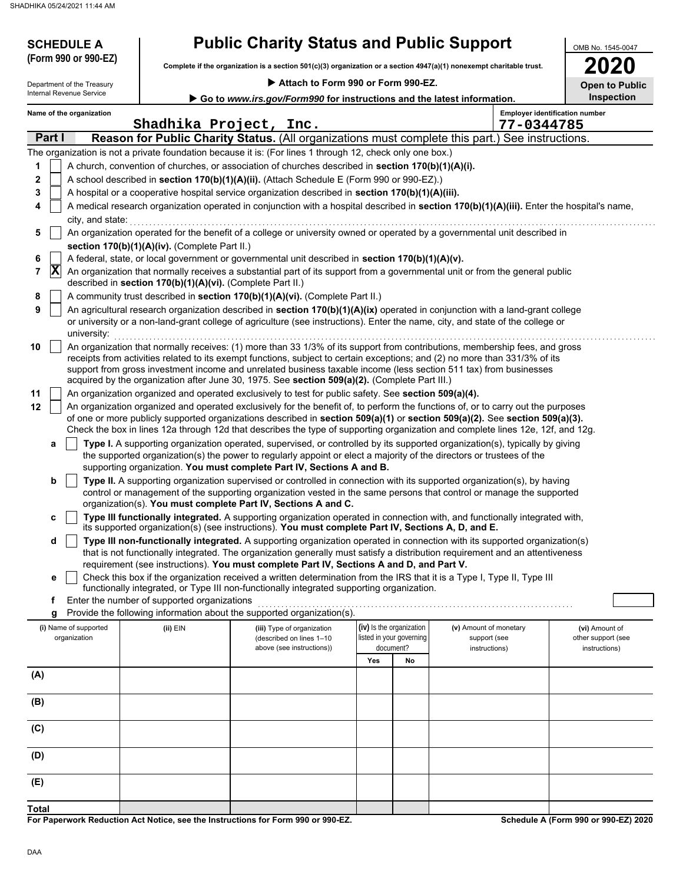SHADHIKA 05/24/2021 11:44 AM

**SCHEDULE A**
**(Form 990 or 990-EZ)**

Department of the Treasury
Internal Revenue Service

# Public Charity Status and Public Support

**Complete if the organization is a section 501(c)(3) organization or a section 4947(a)(1) nonexempt charitable trust.**

▶ **Attach to Form 990 or Form 990-EZ.**

▶ **Go to *www.irs.gov/Form990* for instructions and the latest information.**

OMB No. 1545-0047

**2020**

**Open to Public Inspection**

**Name of the organization:** Shadhika Project, Inc.

**Employer identification number:** 77-0344785

## Part I Reason for Public Charity Status. (All organizations must complete this part.) See instructions.

The organization is not a private foundation because it is: (For lines 1 through 12, check only one box.)

1. [ ] A church, convention of churches, or association of churches described in **section 170(b)(1)(A)(i).**
2. [ ] A school described in **section 170(b)(1)(A)(ii).** (Attach Schedule E (Form 990 or 990-EZ).)
3. [ ] A hospital or a cooperative hospital service organization described in **section 170(b)(1)(A)(iii).**
4. [ ] A medical research organization operated in conjunction with a hospital described in **section 170(b)(1)(A)(iii).** Enter the hospital's name, city, and state:
5. [ ] An organization operated for the benefit of a college or university owned or operated by a governmental unit described in **section 170(b)(1)(A)(iv).** (Complete Part II.)
6. [ ] A federal, state, or local government or governmental unit described in **section 170(b)(1)(A)(v).**
7. [X] An organization that normally receives a substantial part of its support from a governmental unit or from the general public described in **section 170(b)(1)(A)(vi).** (Complete Part II.)
8. [ ] A community trust described in **section 170(b)(1)(A)(vi).** (Complete Part II.)
9. [ ] An agricultural research organization described in **section 170(b)(1)(A)(ix)** operated in conjunction with a land-grant college or university or a non-land-grant college of agriculture (see instructions). Enter the name, city, and state of the college or university:
10. [ ] An organization that normally receives: (1) more than 33 1/3% of its support from contributions, membership fees, and gross receipts from activities related to its exempt functions, subject to certain exceptions; and (2) no more than 331/3% of its support from gross investment income and unrelated business taxable income (less section 511 tax) from businesses acquired by the organization after June 30, 1975. See **section 509(a)(2).** (Complete Part III.)
11. [ ] An organization organized and operated exclusively to test for public safety. See **section 509(a)(4).**
12. [ ] An organization organized and operated exclusively for the benefit of, to perform the functions of, or to carry out the purposes of one or more publicly supported organizations described in **section 509(a)(1)** or **section 509(a)(2).** See **section 509(a)(3).** Check the box in lines 12a through 12d that describes the type of supporting organization and complete lines 12e, 12f, and 12g.
   - **a** [ ] **Type I.** A supporting organization operated, supervised, or controlled by its supported organization(s), typically by giving the supported organization(s) the power to regularly appoint or elect a majority of the directors or trustees of the supporting organization. **You must complete Part IV, Sections A and B.**
   - **b** [ ] **Type II.** A supporting organization supervised or controlled in connection with its supported organization(s), by having control or management of the supporting organization vested in the same persons that control or manage the supported organization(s). **You must complete Part IV, Sections A and C.**
   - **c** [ ] **Type III functionally integrated.** A supporting organization operated in connection with, and functionally integrated with, its supported organization(s) (see instructions). **You must complete Part IV, Sections A, D, and E.**
   - **d** [ ] **Type III non-functionally integrated.** A supporting organization operated in connection with its supported organization(s) that is not functionally integrated. The organization generally must satisfy a distribution requirement and an attentiveness requirement (see instructions). **You must complete Part IV, Sections A and D, and Part V.**
   - **e** [ ] Check this box if the organization received a written determination from the IRS that it is a Type I, Type II, Type III functionally integrated, or Type III non-functionally integrated supporting organization.
   - **f** Enter the number of supported organizations
   - **g** Provide the following information about the supported organization(s).

| (i) Name of supported organization | (ii) EIN | (iii) Type of organization (described on lines 1–10 above (see instructions)) | (iv) Is the organization listed in your governing document? | | (v) Amount of monetary support (see instructions) | (vi) Amount of other support (see instructions) |
|---|---|---|---|---|---|---|
| | | | Yes | No | | |
| (A) | | | | | | |
| (B) | | | | | | |
| (C) | | | | | | |
| (D) | | | | | | |
| (E) | | | | | | |
| **Total** | | | | | | |

**For Paperwork Reduction Act Notice, see the Instructions for Form 990 or 990-EZ.**

**Schedule A (Form 990 or 990-EZ) 2020**

DAA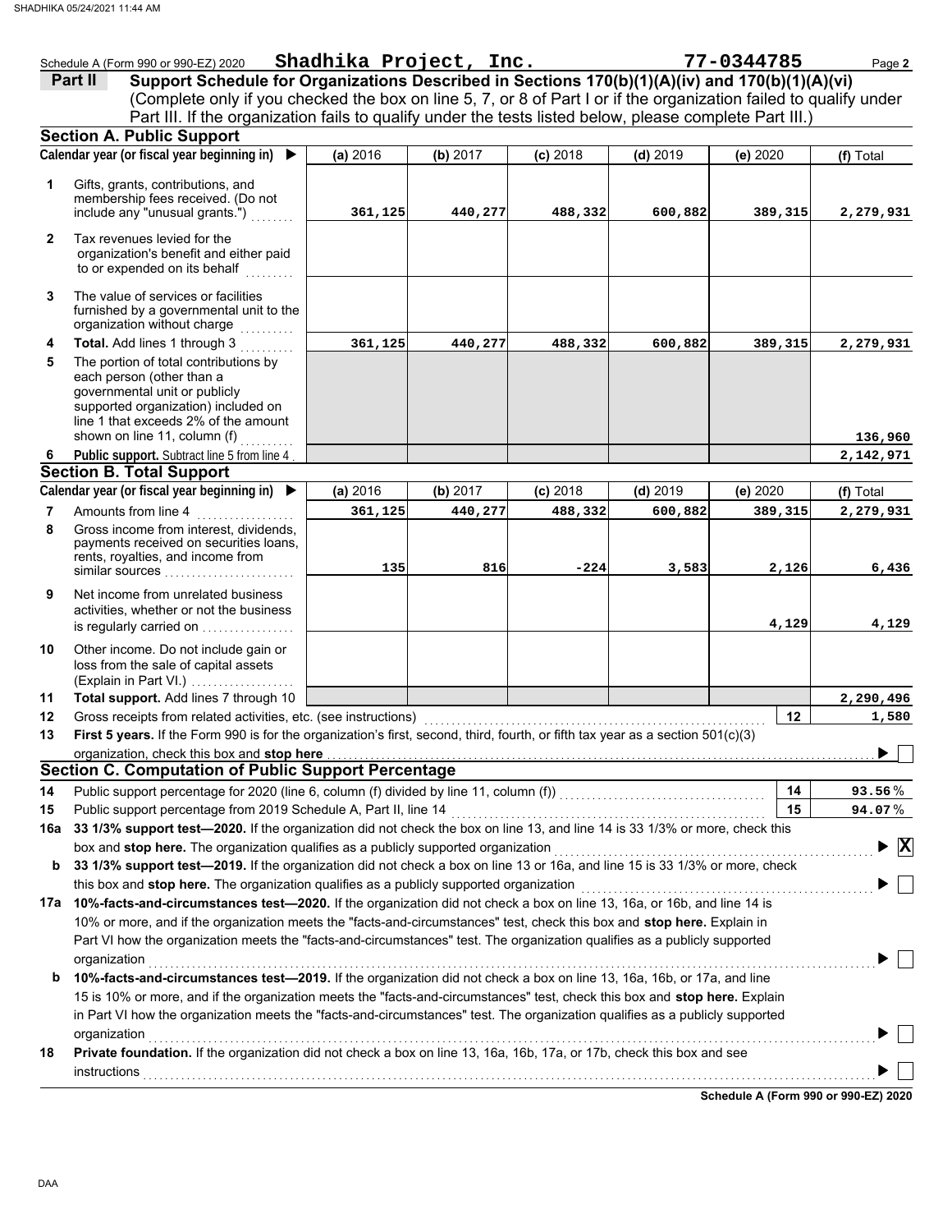Schedule A (Form 990 or 990-EZ) 2020 **Shadhika Project, Inc.** **77-0344785**

## Part II — Support Schedule for Organizations Described in Sections 170(b)(1)(A)(iv) and 170(b)(1)(A)(vi)

(Complete only if you checked the box on line 5, 7, or 8 of Part I or if the organization failed to qualify under Part III. If the organization fails to qualify under the tests listed below, please complete Part III.)

### Section A. Public Support

| Calendar year (or fiscal year beginning in) ▶ | (a) 2016 | (b) 2017 | (c) 2018 | (d) 2019 | (e) 2020 | (f) Total |
|---|---|---|---|---|---|---|
| **1** Gifts, grants, contributions, and membership fees received. (Do not include any "unusual grants.") | 361,125 | 440,277 | 488,332 | 600,882 | 389,315 | 2,279,931 |
| **2** Tax revenues levied for the organization's benefit and either paid to or expended on its behalf | | | | | | |
| **3** The value of services or facilities furnished by a governmental unit to the organization without charge | | | | | | |
| **4** **Total.** Add lines 1 through 3 | 361,125 | 440,277 | 488,332 | 600,882 | 389,315 | 2,279,931 |
| **5** The portion of total contributions by each person (other than a governmental unit or publicly supported organization) included on line 1 that exceeds 2% of the amount shown on line 11, column (f) | | | | | | 136,960 |
| **6** **Public support.** Subtract line 5 from line 4 | | | | | | 2,142,971 |

### Section B. Total Support

| Calendar year (or fiscal year beginning in) ▶ | (a) 2016 | (b) 2017 | (c) 2018 | (d) 2019 | (e) 2020 | (f) Total |
|---|---|---|---|---|---|---|
| **7** Amounts from line 4 | 361,125 | 440,277 | 488,332 | 600,882 | 389,315 | 2,279,931 |
| **8** Gross income from interest, dividends, payments received on securities loans, rents, royalties, and income from similar sources | 135 | 816 | -224 | 3,583 | 2,126 | 6,436 |
| **9** Net income from unrelated business activities, whether or not the business is regularly carried on | | | | | 4,129 | 4,129 |
| **10** Other income. Do not include gain or loss from the sale of capital assets (Explain in Part VI.) | | | | | | |
| **11** **Total support.** Add lines 7 through 10 | | | | | | 2,290,496 |

**12** Gross receipts from related activities, etc. (see instructions) — **12** — 1,580

**13** **First 5 years.** If the Form 990 is for the organization's first, second, third, fourth, or fifth year as a section 501(c)(3) organization, check this box and **stop here** ▶ ☐

### Section C. Computation of Public Support Percentage

**14** Public support percentage for 2020 (line 6, column (f) divided by line 11, column (f)) — **14** — 93.56 %

**15** Public support percentage from 2019 Schedule A, Part II, line 14 — **15** — 94.07 %

**16a** **33 1/3% support test—2020.** If the organization did not check the box on line 13, and line 14 is 33 1/3% or more, check this box and **stop here.** The organization qualifies as a publicly supported organization ▶ ☒

**b** **33 1/3% support test—2019.** If the organization did not check a box on line 13 or 16a, and line 15 is 33 1/3% or more, check this box and **stop here.** The organization qualifies as a publicly supported organization ▶ ☐

**17a** **10%-facts-and-circumstances test—2020.** If the organization did not check a box on line 13, 16a, or 16b, and line 14 is 10% or more, and if the organization meets the "facts-and-circumstances" test, check this box and **stop here.** Explain in Part VI how the organization meets the "facts-and-circumstances" test. The organization qualifies as a publicly supported organization ▶ ☐

**b** **10%-facts-and-circumstances test—2019.** If the organization did not check a box on line 13, 16a, 16b, or 17a, and line 15 is 10% or more, and if the organization meets the "facts-and-circumstances" test, check this box and **stop here.** Explain in Part VI how the organization meets the "facts-and-circumstances" test. The organization qualifies as a publicly supported organization ▶ ☐

**18** **Private foundation.** If the organization did not check a box on line 13, 16a, 16b, 17a, or 17b, check this box and see instructions ▶ ☐

**Schedule A (Form 990 or 990-EZ) 2020**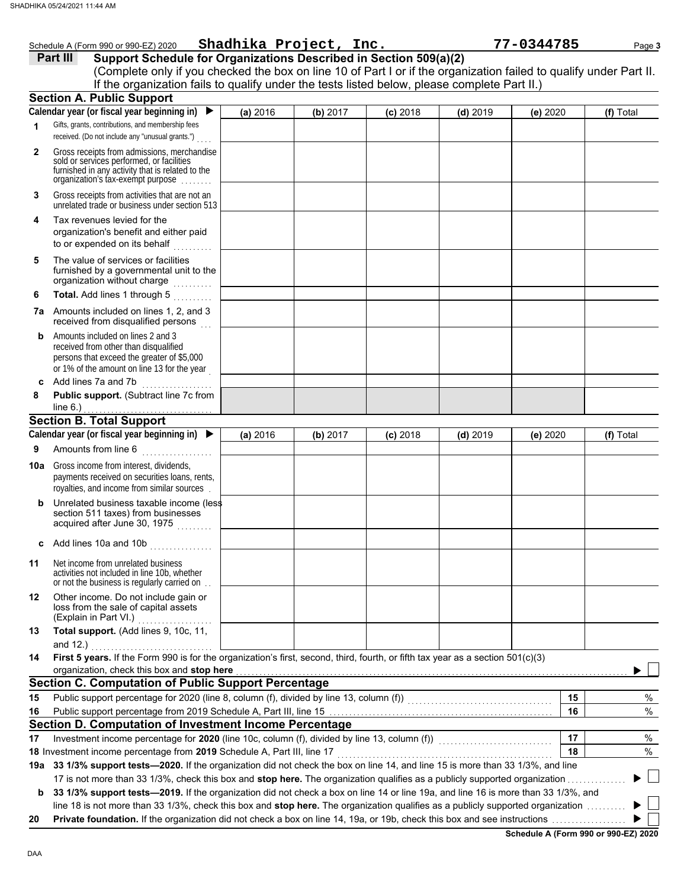Schedule A (Form 990 or 990-EZ) 2020 **Shadhika Project, Inc.** **77-0344785** Page **3**

## Part III Support Schedule for Organizations Described in Section 509(a)(2)

(Complete only if you checked the box on line 10 of Part I or if the organization failed to qualify under Part II. If the organization fails to qualify under the tests listed below, please complete Part II.)

### Section A. Public Support

| Calendar year (or fiscal year beginning in) ▶ | (a) 2016 | (b) 2017 | (c) 2018 | (d) 2019 | (e) 2020 | (f) Total |
|---|---|---|---|---|---|---|
| **1** Gifts, grants, contributions, and membership fees received. (Do not include any "unusual grants.") | | | | | | |
| **2** Gross receipts from admissions, merchandise sold or services performed, or facilities furnished in any activity that is related to the organization's tax-exempt purpose | | | | | | |
| **3** Gross receipts from activities that are not an unrelated trade or business under section 513 | | | | | | |
| **4** Tax revenues levied for the organization's benefit and either paid to or expended on its behalf | | | | | | |
| **5** The value of services or facilities furnished by a governmental unit to the organization without charge | | | | | | |
| **6** **Total.** Add lines 1 through 5 | | | | | | |
| **7a** Amounts included on lines 1, 2, and 3 received from disqualified persons | | | | | | |
| **b** Amounts included on lines 2 and 3 received from other than disqualified persons that exceed the greater of $5,000 or 1% of the amount on line 13 for the year | | | | | | |
| **c** Add lines 7a and 7b | | | | | | |
| **8** **Public support.** (Subtract line 7c from line 6.) | | | | | | |

### Section B. Total Support

| Calendar year (or fiscal year beginning in) ▶ | (a) 2016 | (b) 2017 | (c) 2018 | (d) 2019 | (e) 2020 | (f) Total |
|---|---|---|---|---|---|---|
| **9** Amounts from line 6 | | | | | | |
| **10a** Gross income from interest, dividends, payments received on securities loans, rents, royalties, and income from similar sources | | | | | | |
| **b** Unrelated business taxable income (less section 511 taxes) from businesses acquired after June 30, 1975 | | | | | | |
| **c** Add lines 10a and 10b | | | | | | |
| **11** Net income from unrelated business activities not included in line 10b, whether or not the business is regularly carried on | | | | | | |
| **12** Other income. Do not include gain or loss from the sale of capital assets (Explain in Part VI.) | | | | | | |
| **13** **Total support.** (Add lines 9, 10c, 11, and 12.) | | | | | | |

**14** **First 5 years.** If the Form 990 is for the organization's first, second, third, fourth, or fifth tax year as a section 501(c)(3) organization, check this box and **stop here** ▶ ☐

### Section C. Computation of Public Support Percentage

| | | | |
|---|---|---|---|
| **15** | Public support percentage for 2020 (line 8, column (f), divided by line 13, column (f)) | **15** | % |
| **16** | Public support percentage from 2019 Schedule A, Part III, line 15 | **16** | % |

### Section D. Computation of Investment Income Percentage

| | | | |
|---|---|---|---|
| **17** | Investment income percentage for **2020** (line 10c, column (f), divided by line 13, column (f)) | **17** | % |
| **18** | Investment income percentage from **2019** Schedule A, Part III, line 17 | **18** | % |

**19a** **33 1/3% support tests—2020.** If the organization did not check the box on line 14, and line 15 is more than 33 1/3%, and line 17 is not more than 33 1/3%, check this box and **stop here.** The organization qualifies as a publicly supported organization ▶ ☐

**b** **33 1/3% support tests—2019.** If the organization did not check a box on line 14 or line 19a, and line 16 is more than 33 1/3%, and line 18 is not more than 33 1/3%, check this box and **stop here.** The organization qualifies as a publicly supported organization ▶ ☐

**20** **Private foundation.** If the organization did not check a box on line 14, 19a, or 19b, check this box and see instructions ▶ ☐

**Schedule A (Form 990 or 990-EZ) 2020**

DAA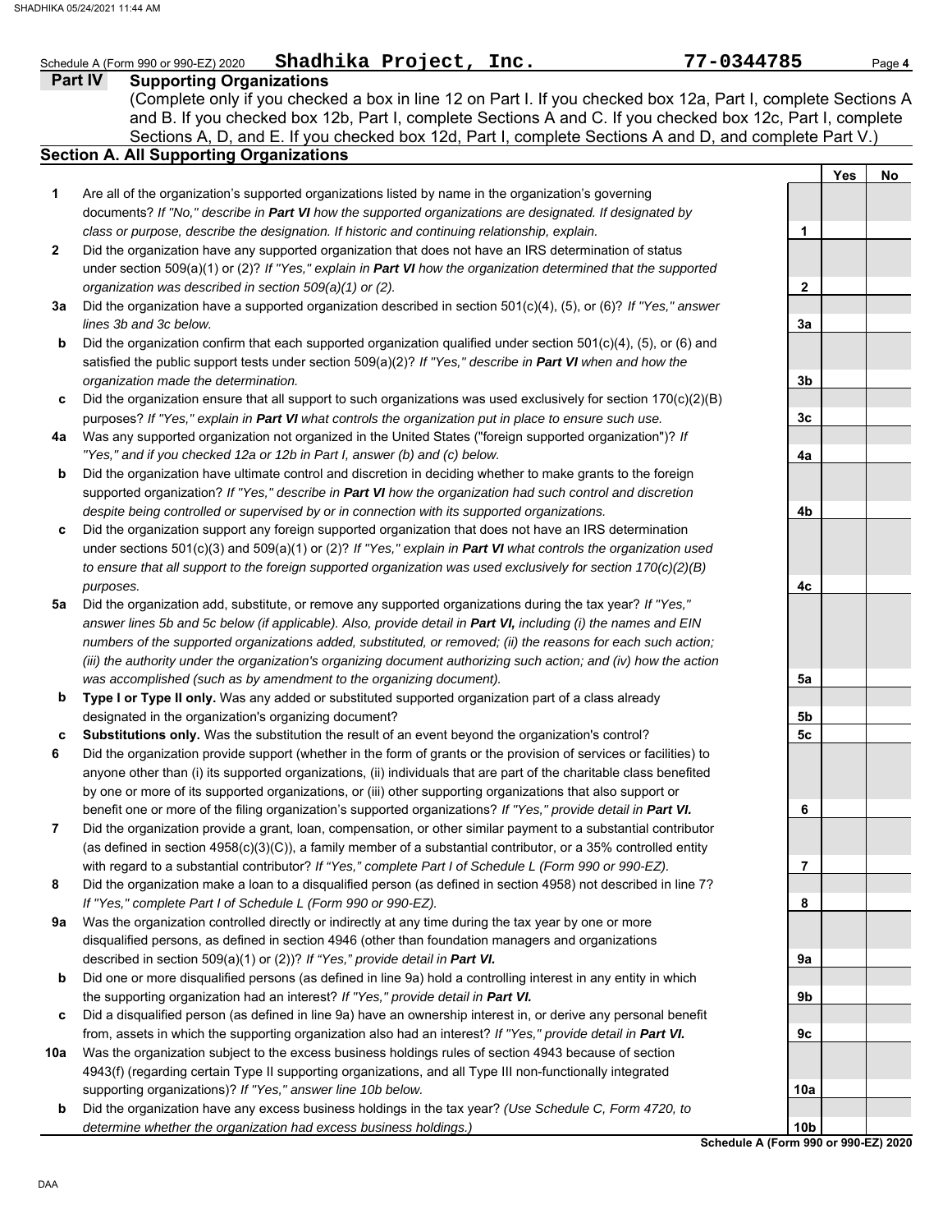Schedule A (Form 990 or 990-EZ) 2020 **Shadhika Project, Inc.** **77-0344785**

## Part IV Supporting Organizations

(Complete only if you checked a box in line 12 on Part I. If you checked box 12a, Part I, complete Sections A and B. If you checked box 12b, Part I, complete Sections A and C. If you checked box 12c, Part I, complete Sections A, D, and E. If you checked box 12d, Part I, complete Sections A and D, and complete Part V.)

### Section A. All Supporting Organizations

| | | | Yes | No |
|---|---|---|---|---|
| **1** | Are all of the organization's supported organizations listed by name in the organization's governing documents? *If "No," describe in **Part VI** how the supported organizations are designated. If designated by class or purpose, describe the designation. If historic and continuing relationship, explain.* | **1** | | |
| **2** | Did the organization have any supported organization that does not have an IRS determination of status under section 509(a)(1) or (2)? *If "Yes," explain in **Part VI** how the organization determined that the supported organization was described in section 509(a)(1) or (2).* | **2** | | |
| **3a** | Did the organization have a supported organization described in section 501(c)(4), (5), or (6)? *If "Yes," answer lines 3b and 3c below.* | **3a** | | |
| **b** | Did the organization confirm that each supported organization qualified under section 501(c)(4), (5), or (6) and satisfied the public support tests under section 509(a)(2)? *If "Yes," describe in **Part VI** when and how the organization made the determination.* | **3b** | | |
| **c** | Did the organization ensure that all support to such organizations was used exclusively for section 170(c)(2)(B) purposes? *If "Yes," explain in **Part VI** what controls the organization put in place to ensure such use.* | **3c** | | |
| **4a** | Was any supported organization not organized in the United States ("foreign supported organization")? *If "Yes," and if you checked 12a or 12b in Part I, answer (b) and (c) below.* | **4a** | | |
| **b** | Did the organization have ultimate control and discretion in deciding whether to make grants to the foreign supported organization? *If "Yes," describe in **Part VI** how the organization had such control and discretion despite being controlled or supervised by or in connection with its supported organizations.* | **4b** | | |
| **c** | Did the organization support any foreign supported organization that does not have an IRS determination under sections 501(c)(3) and 509(a)(1) or (2)? *If "Yes," explain in **Part VI** what controls the organization used to ensure that all support to the foreign supported organization was used exclusively for section 170(c)(2)(B) purposes.* | **4c** | | |
| **5a** | Did the organization add, substitute, or remove any supported organizations during the tax year? *If "Yes," answer lines 5b and 5c below (if applicable). Also, provide detail in **Part VI,** including (i) the names and EIN numbers of the supported organizations added, substituted, or removed; (ii) the reasons for each such action; (iii) the authority under the organization's organizing document authorizing such action; and (iv) how the action was accomplished (such as by amendment to the organizing document).* | **5a** | | |
| **b** | **Type I or Type II only.** Was any added or substituted supported organization part of a class already designated in the organization's organizing document? | **5b** | | |
| **c** | **Substitutions only.** Was the substitution the result of an event beyond the organization's control? | **5c** | | |
| **6** | Did the organization provide support (whether in the form of grants or the provision of services or facilities) to anyone other than (i) its supported organizations, (ii) individuals that are part of the charitable class benefited by one or more of its supported organizations, or (iii) other supporting organizations that also support or benefit one or more of the filing organization's supported organizations? *If "Yes," provide detail in **Part VI.*** | **6** | | |
| **7** | Did the organization provide a grant, loan, compensation, or other similar payment to a substantial contributor (as defined in section 4958(c)(3)(C)), a family member of a substantial contributor, or a 35% controlled entity with regard to a substantial contributor? *If "Yes," complete Part I of Schedule L (Form 990 or 990-EZ).* | **7** | | |
| **8** | Did the organization make a loan to a disqualified person (as defined in section 4958) not described in line 7? *If "Yes," complete Part I of Schedule L (Form 990 or 990-EZ).* | **8** | | |
| **9a** | Was the organization controlled directly or indirectly at any time during the tax year by one or more disqualified persons, as defined in section 4946 (other than foundation managers and organizations described in section 509(a)(1) or (2))? *If "Yes," provide detail in **Part VI.*** | **9a** | | |
| **b** | Did one or more disqualified persons (as defined in line 9a) hold a controlling interest in any entity in which the supporting organization had an interest? *If "Yes," provide detail in **Part VI.*** | **9b** | | |
| **c** | Did a disqualified person (as defined in line 9a) have an ownership interest in, or derive any personal benefit from, assets in which the supporting organization also had an interest? *If "Yes," provide detail in **Part VI.*** | **9c** | | |
| **10a** | Was the organization subject to the excess business holdings rules of section 4943 because of section 4943(f) (regarding certain Type II supporting organizations, and all Type III non-functionally integrated supporting organizations)? *If "Yes," answer line 10b below.* | **10a** | | |
| **b** | Did the organization have any excess business holdings in the tax year? *(Use Schedule C, Form 4720, to determine whether the organization had excess business holdings.)* | **10b** | | |

**Schedule A (Form 990 or 990-EZ) 2020**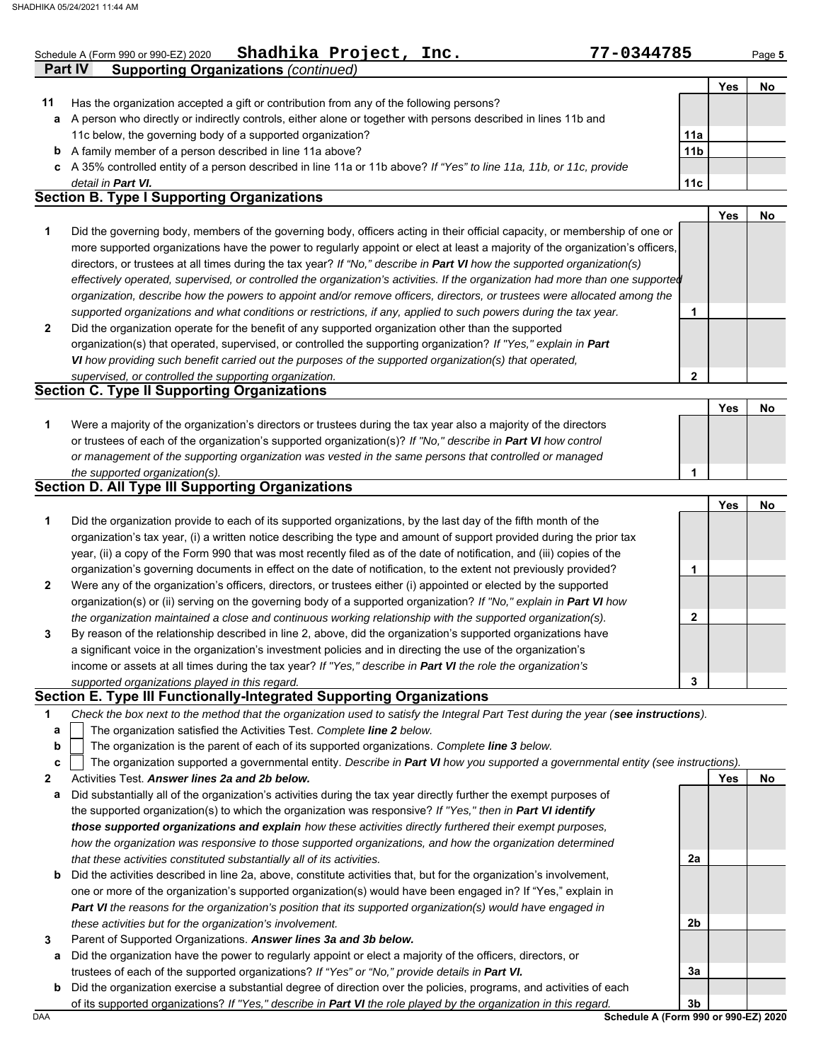Schedule A (Form 990 or 990-EZ) 2020 **Shadhika Project, Inc.** 77-0344785

## Part IV Supporting Organizations *(continued)*

| | | | Yes | No |
|---|---|---|---|---|
| **11** | Has the organization accepted a gift or contribution from any of the following persons? | | | |
| **a** | A person who directly or indirectly controls, either alone or together with persons described in lines 11b and 11c below, the governing body of a supported organization? | 11a | | |
| **b** | A family member of a person described in line 11a above? | 11b | | |
| **c** | A 35% controlled entity of a person described in line 11a or 11b above? *If "Yes" to line 11a, 11b, or 11c, provide detail in **Part VI.*** | 11c | | |

### Section B. Type I Supporting Organizations

| | | | Yes | No |
|---|---|---|---|---|
| **1** | Did the governing body, members of the governing body, officers acting in their official capacity, or membership of one or more supported organizations have the power to regularly appoint or elect at least a majority of the organization's officers, directors, or trustees at all times during the tax year? *If "No," describe in **Part VI** how the supported organization(s) effectively operated, supervised, or controlled the organization's activities. If the organization had more than one supported organization, describe how the powers to appoint and/or remove officers, directors, or trustees were allocated among the supported organizations and what conditions or restrictions, if any, applied to such powers during the tax year.* | 1 | | |
| **2** | Did the organization operate for the benefit of any supported organization other than the supported organization(s) that operated, supervised, or controlled the supporting organization? *If "Yes," explain in **Part VI** how providing such benefit carried out the purposes of the supported organization(s) that operated, supervised, or controlled the supporting organization.* | 2 | | |

### Section C. Type II Supporting Organizations

| | | | Yes | No |
|---|---|---|---|---|
| **1** | Were a majority of the organization's directors or trustees during the tax year also a majority of the directors or trustees of each of the organization's supported organization(s)? *If "No," describe in **Part VI** how control or management of the supporting organization was vested in the same persons that controlled or managed the supported organization(s).* | 1 | | |

### Section D. All Type III Supporting Organizations

| | | | Yes | No |
|---|---|---|---|---|
| **1** | Did the organization provide to each of its supported organizations, by the last day of the fifth month of the organization's tax year, (i) a written notice describing the type and amount of support provided during the prior tax year, (ii) a copy of the Form 990 that was most recently filed as of the date of notification, and (iii) copies of the organization's governing documents in effect on the date of notification, to the extent not previously provided? | 1 | | |
| **2** | Were any of the organization's officers, directors, or trustees either (i) appointed or elected by the supported organization(s) or (ii) serving on the governing body of a supported organization? *If "No," explain in **Part VI** how the organization maintained a close and continuous working relationship with the supported organization(s).* | 2 | | |
| **3** | By reason of the relationship described in line 2, above, did the organization's supported organizations have a significant voice in the organization's investment policies and in directing the use of the organization's income or assets at all times during the tax year? *If "Yes," describe in **Part VI** the role the organization's supported organizations played in this regard.* | 3 | | |

### Section E. Type III Functionally-Integrated Supporting Organizations

**1** *Check the box next to the method that the organization used to satisfy the Integral Part Test during the year (**see instructions**).*

- **a** ☐ The organization satisfied the Activities Test. *Complete **line 2** below.*
- **b** ☐ The organization is the parent of each of its supported organizations. *Complete **line 3** below.*
- **c** ☐ The organization supported a governmental entity. *Describe in **Part VI** how you supported a governmental entity (see instructions).*

| | | | Yes | No |
|---|---|---|---|---|
| **2** | Activities Test. ***Answer lines 2a and 2b below.*** | | | |
| **a** | Did substantially all of the organization's activities during the tax year directly further the exempt purposes of the supported organization(s) to which the organization was responsive? *If "Yes," then in **Part VI identify those supported organizations and explain** how these activities directly furthered their exempt purposes, how the organization was responsive to those supported organizations, and how the organization determined that these activities constituted substantially all of its activities.* | 2a | | |
| **b** | Did the activities described in line 2a, above, constitute activities that, but for the organization's involvement, one or more of the organization's supported organization(s) would have been engaged in? If "Yes," explain in ***Part VI** the reasons for the organization's position that its supported organization(s) would have engaged in these activities but for the organization's involvement.* | 2b | | |
| **3** | Parent of Supported Organizations. ***Answer lines 3a and 3b below.*** | | | |
| **a** | Did the organization have the power to regularly appoint or elect a majority of the officers, directors, or trustees of each of the supported organizations? *If "Yes" or "No," provide details in **Part VI.*** | 3a | | |
| **b** | Did the organization exercise a substantial degree of direction over the policies, programs, and activities of each of its supported organizations? *If "Yes," describe in **Part VI** the role played by the organization in this regard.* | 3b | | |

**Schedule A (Form 990 or 990-EZ) 2020**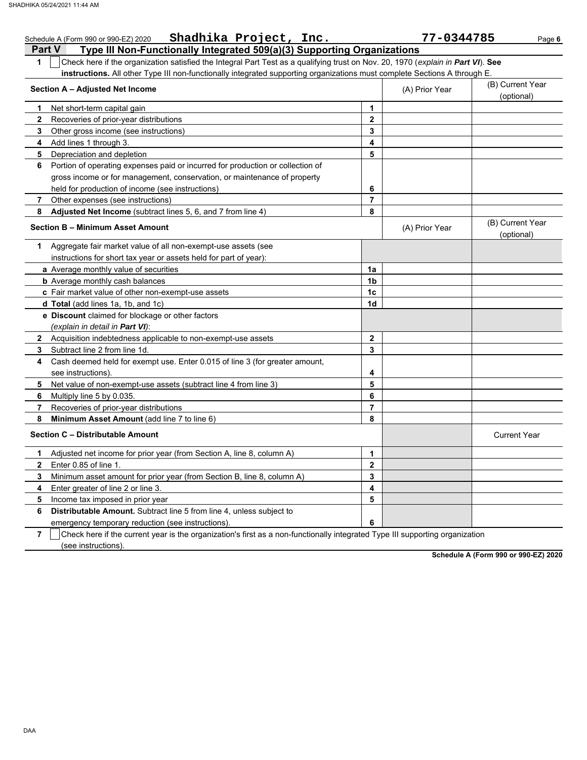Schedule A (Form 990 or 990-EZ) 2020 **Shadhika Project, Inc.** **77-0344785**

## Part V Type III Non-Functionally Integrated 509(a)(3) Supporting Organizations

**1** ☐ Check here if the organization satisfied the Integral Part Test as a qualifying trust on Nov. 20, 1970 (*explain in **Part VI***). **See instructions.** All other Type III non-functionally integrated supporting organizations must complete Sections A through E.

| **Section A – Adjusted Net Income** | | (A) Prior Year | (B) Current Year (optional) |
|---|---|---|---|
| **1** Net short-term capital gain | 1 | | |
| **2** Recoveries of prior-year distributions | 2 | | |
| **3** Other gross income (see instructions) | 3 | | |
| **4** Add lines 1 through 3. | 4 | | |
| **5** Depreciation and depletion | 5 | | |
| **6** Portion of operating expenses paid or incurred for production or collection of gross income or for management, conservation, or maintenance of property held for production of income (see instructions) | 6 | | |
| **7** Other expenses (see instructions) | 7 | | |
| **8** **Adjusted Net Income** (subtract lines 5, 6, and 7 from line 4) | 8 | | |

| **Section B – Minimum Asset Amount** | | (A) Prior Year | (B) Current Year (optional) |
|---|---|---|---|
| **1** Aggregate fair market value of all non-exempt-use assets (see instructions for short tax year or assets held for part of year): | | | |
| **a** Average monthly value of securities | 1a | | |
| **b** Average monthly cash balances | 1b | | |
| **c** Fair market value of other non-exempt-use assets | 1c | | |
| **d** **Total** (add lines 1a, 1b, and 1c) | 1d | | |
| **e** **Discount** claimed for blockage or other factors (*explain in detail in **Part VI***): | | | |
| **2** Acquisition indebtedness applicable to non-exempt-use assets | 2 | | |
| **3** Subtract line 2 from line 1d. | 3 | | |
| **4** Cash deemed held for exempt use. Enter 0.015 of line 3 (for greater amount, see instructions). | 4 | | |
| **5** Net value of non-exempt-use assets (subtract line 4 from line 3) | 5 | | |
| **6** Multiply line 5 by 0.035. | 6 | | |
| **7** Recoveries of prior-year distributions | 7 | | |
| **8** **Minimum Asset Amount** (add line 7 to line 6) | 8 | | |

| **Section C – Distributable Amount** | | | Current Year |
|---|---|---|---|
| **1** Adjusted net income for prior year (from Section A, line 8, column A) | 1 | | |
| **2** Enter 0.85 of line 1. | 2 | | |
| **3** Minimum asset amount for prior year (from Section B, line 8, column A) | 3 | | |
| **4** Enter greater of line 2 or line 3. | 4 | | |
| **5** Income tax imposed in prior year | 5 | | |
| **6** **Distributable Amount.** Subtract line 5 from line 4, unless subject to emergency temporary reduction (see instructions). | 6 | | |

**7** ☐ Check here if the current year is the organization's first as a non-functionally integrated Type III supporting organization (see instructions).

**Schedule A (Form 990 or 990-EZ) 2020**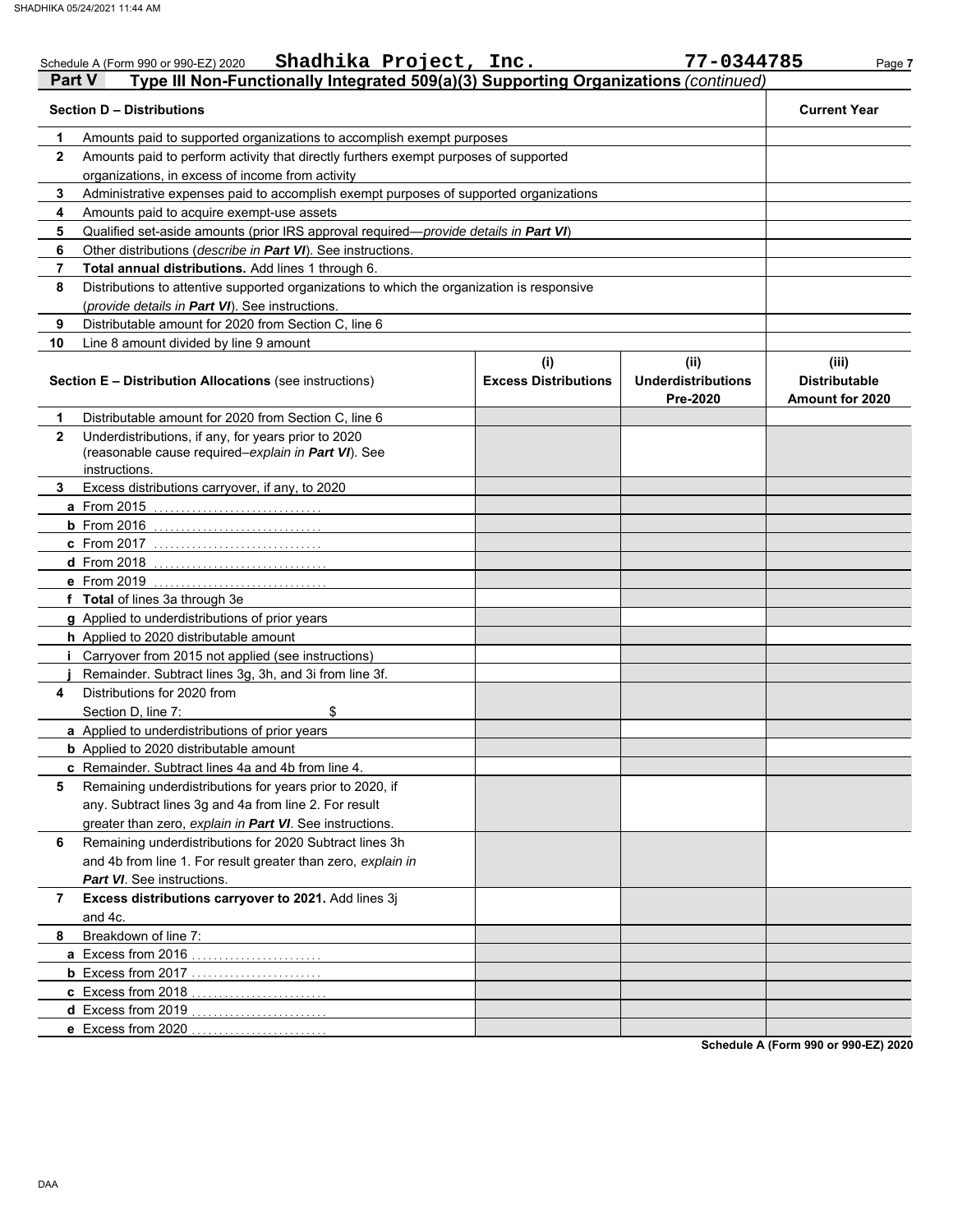Schedule A (Form 990 or 990-EZ) 2020 **Shadhika Project, Inc.** **77-0344785**

## Part V — Type III Non-Functionally Integrated 509(a)(3) Supporting Organizations *(continued)*

| | **Section D – Distributions** | **Current Year** |
|---|---|---|
| **1** | Amounts paid to supported organizations to accomplish exempt purposes | |
| **2** | Amounts paid to perform activity that directly furthers exempt purposes of supported organizations, in excess of income from activity | |
| **3** | Administrative expenses paid to accomplish exempt purposes of supported organizations | |
| **4** | Amounts paid to acquire exempt-use assets | |
| **5** | Qualified set-aside amounts (prior IRS approval required—*provide details in **Part VI***) | |
| **6** | Other distributions (*describe in **Part VI***). See instructions. | |
| **7** | **Total annual distributions.** Add lines 1 through 6. | |
| **8** | Distributions to attentive supported organizations to which the organization is responsive (*provide details in **Part VI***). See instructions. | |
| **9** | Distributable amount for 2020 from Section C, line 6 | |
| **10** | Line 8 amount divided by line 9 amount | |

| | **Section E – Distribution Allocations** (see instructions) | **(i) Excess Distributions** | **(ii) Underdistributions Pre-2020** | **(iii) Distributable Amount for 2020** |
|---|---|---|---|---|
| **1** | Distributable amount for 2020 from Section C, line 6 | | | |
| **2** | Underdistributions, if any, for years prior to 2020 (reasonable cause required–*explain in **Part VI***). See instructions. | | | |
| **3** | Excess distributions carryover, if any, to 2020 | | | |
| **a** | From 2015 | | | |
| **b** | From 2016 | | | |
| **c** | From 2017 | | | |
| **d** | From 2018 | | | |
| **e** | From 2019 | | | |
| **f** | **Total** of lines 3a through 3e | | | |
| **g** | Applied to underdistributions of prior years | | | |
| **h** | Applied to 2020 distributable amount | | | |
| **i** | Carryover from 2015 not applied (see instructions) | | | |
| **j** | Remainder. Subtract lines 3g, 3h, and 3i from line 3f. | | | |
| **4** | Distributions for 2020 from Section D, line 7: $ | | | |
| **a** | Applied to underdistributions of prior years | | | |
| **b** | Applied to 2020 distributable amount | | | |
| **c** | Remainder. Subtract lines 4a and 4b from line 4. | | | |
| **5** | Remaining underdistributions for years prior to 2020, if any. Subtract lines 3g and 4a from line 2. For result greater than zero, *explain in **Part VI***. See instructions. | | | |
| **6** | Remaining underdistributions for 2020 Subtract lines 3h and 4b from line 1. For result greater than zero, *explain in **Part VI***. See instructions. | | | |
| **7** | **Excess distributions carryover to 2021.** Add lines 3j and 4c. | | | |
| **8** | Breakdown of line 7: | | | |
| **a** | Excess from 2016 | | | |
| **b** | Excess from 2017 | | | |
| **c** | Excess from 2018 | | | |
| **d** | Excess from 2019 | | | |
| **e** | Excess from 2020 | | | |

**Schedule A (Form 990 or 990-EZ) 2020**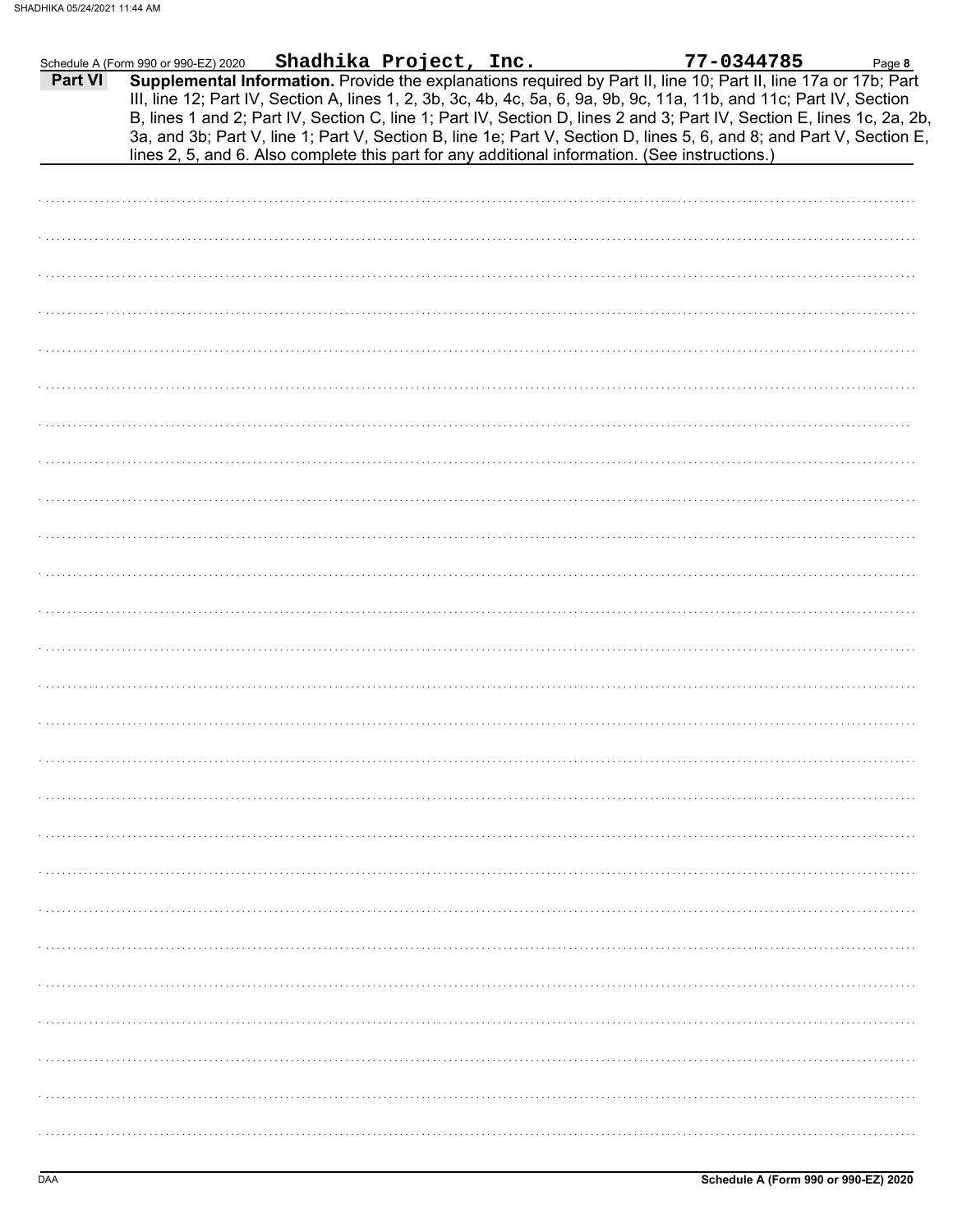Schedule A (Form 990 or 990-EZ) 2020 **Shadhika Project, Inc.** **77-0344785** Page **8**

## Part VI Supplemental Information.

**Supplemental Information.** Provide the explanations required by Part II, line 10; Part II, line 17a or 17b; Part III, line 12; Part IV, Section A, lines 1, 2, 3b, 3c, 4b, 4c, 5a, 6, 9a, 9b, 9c, 11a, 11b, and 11c; Part IV, Section B, lines 1 and 2; Part IV, Section C, line 1; Part IV, Section D, lines 2 and 3; Part IV, Section E, lines 1c, 2a, 2b, 3a, and 3b; Part V, line 1; Part V, Section B, line 1e; Part V, Section D, lines 5, 6, and 8; and Part V, Section E, lines 2, 5, and 6. Also complete this part for any additional information. (See instructions.)

DAA **Schedule A (Form 990 or 990-EZ) 2020**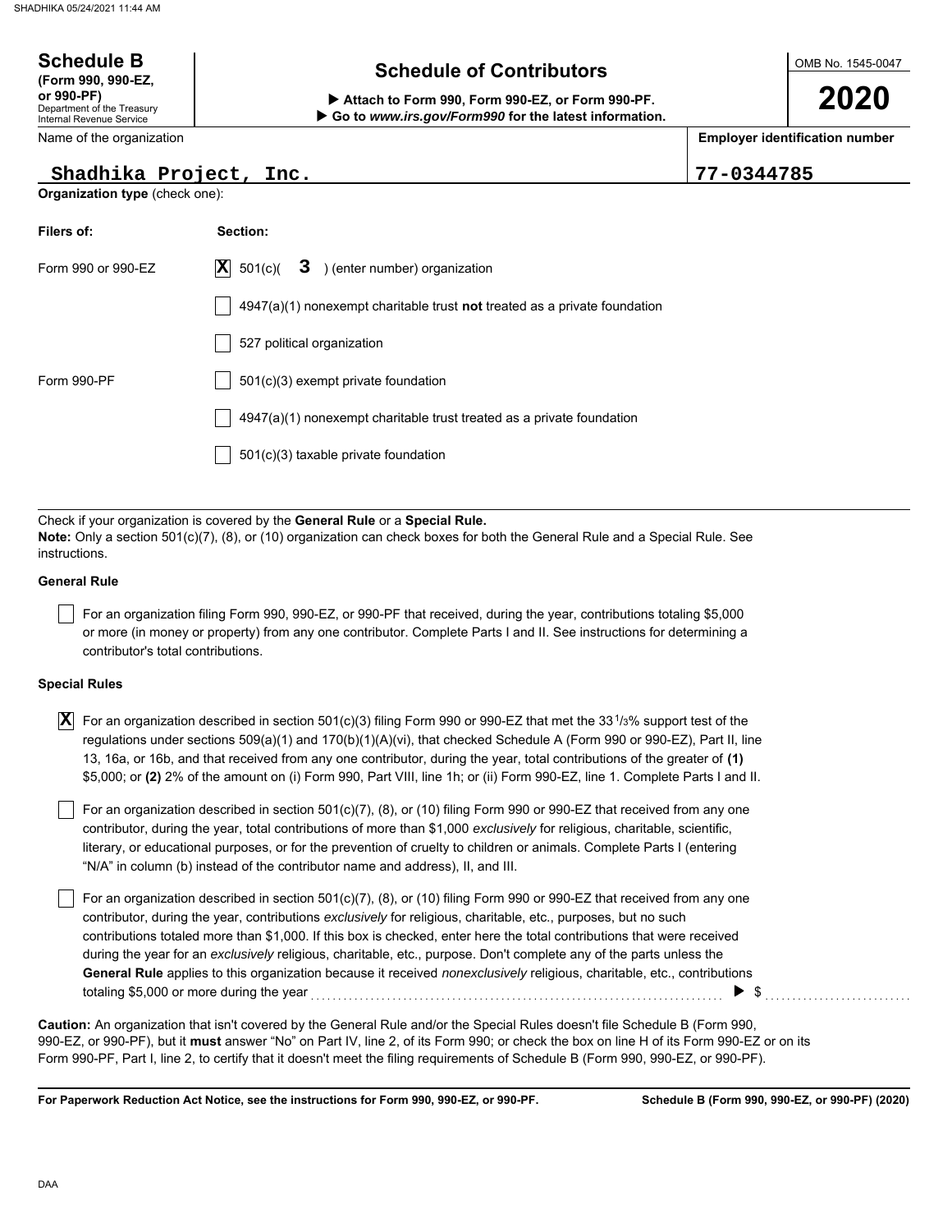**Schedule B**
**(Form 990, 990-EZ, or 990-PF)**
Department of the Treasury
Internal Revenue Service

# Schedule of Contributors

▶ **Attach to Form 990, Form 990-EZ, or Form 990-PF.**
▶ **Go to *www.irs.gov/Form990* for the latest information.**

OMB No. 1545-0047

**2020**

Name of the organization: **Shadhika Project, Inc.**

**Employer identification number:** 77-0344785

**Organization type** (check one):

| Filers of: | Section: |
|---|---|
| Form 990 or 990-EZ | [X] 501(c)( **3** ) (enter number) organization |
| | [ ] 4947(a)(1) nonexempt charitable trust **not** treated as a private foundation |
| | [ ] 527 political organization |
| Form 990-PF | [ ] 501(c)(3) exempt private foundation |
| | [ ] 4947(a)(1) nonexempt charitable trust treated as a private foundation |
| | [ ] 501(c)(3) taxable private foundation |

Check if your organization is covered by the **General Rule** or a **Special Rule.**
**Note:** Only a section 501(c)(7), (8), or (10) organization can check boxes for both the General Rule and a Special Rule. See instructions.

**General Rule**

[ ] For an organization filing Form 990, 990-EZ, or 990-PF that received, during the year, contributions totaling $5,000 or more (in money or property) from any one contributor. Complete Parts I and II. See instructions for determining a contributor's total contributions.

**Special Rules**

[X] For an organization described in section 501(c)(3) filing Form 990 or 990-EZ that met the 33 1/3% support test of the regulations under sections 509(a)(1) and 170(b)(1)(A)(vi), that checked Schedule A (Form 990 or 990-EZ), Part II, line 13, 16a, or 16b, and that received from any one contributor, during the year, total contributions of the greater of **(1)** $5,000; or **(2)** 2% of the amount on (i) Form 990, Part VIII, line 1h; or (ii) Form 990-EZ, line 1. Complete Parts I and II.

[ ] For an organization described in section 501(c)(7), (8), or (10) filing Form 990 or 990-EZ that received from any one contributor, during the year, total contributions of more than $1,000 *exclusively* for religious, charitable, scientific, literary, or educational purposes, or for the prevention of cruelty to children or animals. Complete Parts I (entering "N/A" in column (b) instead of the contributor name and address), II, and III.

[ ] For an organization described in section 501(c)(7), (8), or (10) filing Form 990 or 990-EZ that received from any one contributor, during the year, contributions *exclusively* for religious, charitable, etc., purposes, but no such contributions totaled more than $1,000. If this box is checked, enter here the total contributions that were received during the year for an *exclusively* religious, charitable, etc., purpose. Don't complete any of the parts unless the **General Rule** applies to this organization because it received *nonexclusively* religious, charitable, etc., contributions totaling $5,000 or more during the year ▶ $ ..........

**Caution:** An organization that isn't covered by the General Rule and/or the Special Rules doesn't file Schedule B (Form 990, 990-EZ, or 990-PF), but it **must** answer "No" on Part IV, line 2, of its Form 990; or check the box on line H of its Form 990-EZ or on its Form 990-PF, Part I, line 2, to certify that it doesn't meet the filing requirements of Schedule B (Form 990, 990-EZ, or 990-PF).

**For Paperwork Reduction Act Notice, see the instructions for Form 990, 990-EZ, or 990-PF.** **Schedule B (Form 990, 990-EZ, or 990-PF) (2020)**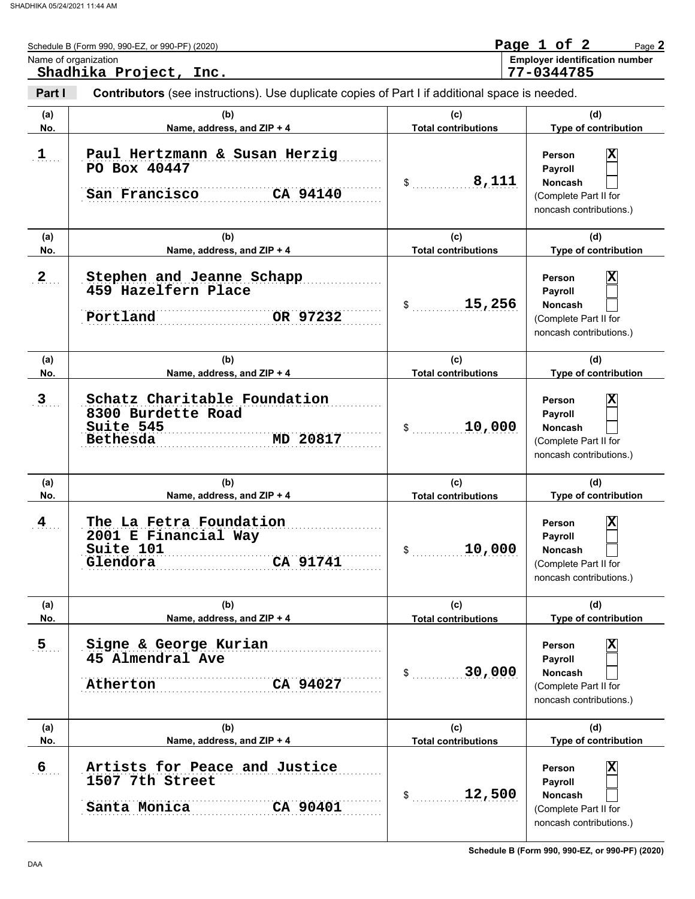Schedule B (Form 990, 990-EZ, or 990-PF) (2020)

Page 2

**Name of organization**
Shadhika Project, Inc.

**Employer identification number**
77-0344785

**Part I** **Contributors** (see instructions). Use duplicate copies of Part I if additional space is needed.

| (a) No. | (b) Name, address, and ZIP + 4 | (c) Total contributions | (d) Type of contribution |
|---|---|---|---|
| 1 | Paul Hertzmann & Susan Herzig<br>PO Box 40447<br>San Francisco CA 94140 | $ 8,111 | Person [X]<br>Payroll [ ]<br>Noncash [ ]<br>(Complete Part II for noncash contributions.) |
| 2 | Stephen and Jeanne Schapp<br>459 Hazelfern Place<br>Portland OR 97232 | $ 15,256 | Person [X]<br>Payroll [ ]<br>Noncash [ ]<br>(Complete Part II for noncash contributions.) |
| 3 | Schatz Charitable Foundation<br>8300 Burdette Road<br>Suite 545<br>Bethesda MD 20817 | $ 10,000 | Person [X]<br>Payroll [ ]<br>Noncash [ ]<br>(Complete Part II for noncash contributions.) |
| 4 | The La Fetra Foundation<br>2001 E Financial Way<br>Suite 101<br>Glendora CA 91741 | $ 10,000 | Person [X]<br>Payroll [ ]<br>Noncash [ ]<br>(Complete Part II for noncash contributions.) |
| 5 | Signe & George Kurian<br>45 Almendral Ave<br>Atherton CA 94027 | $ 30,000 | Person [X]<br>Payroll [ ]<br>Noncash [ ]<br>(Complete Part II for noncash contributions.) |
| 6 | Artists for Peace and Justice<br>1507 7th Street<br>Santa Monica CA 90401 | $ 12,500 | Person [X]<br>Payroll [ ]<br>Noncash [ ]<br>(Complete Part II for noncash contributions.) |

Schedule B (Form 990, 990-EZ, or 990-PF) (2020)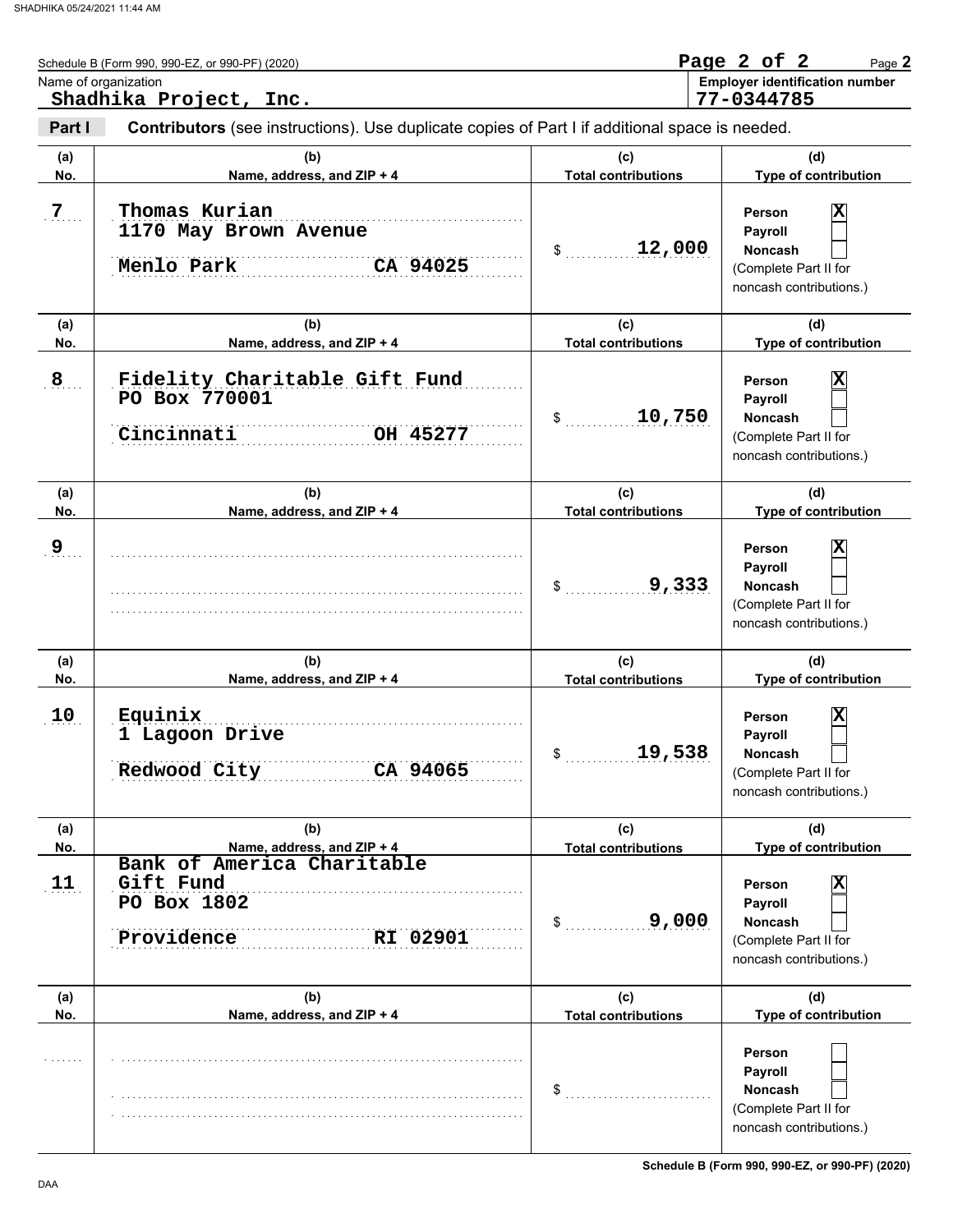Schedule B (Form 990, 990-EZ, or 990-PF) (2020)

Name of organization: **Shadhika Project, Inc.**

Employer identification number: **77-0344785**

**Part I** **Contributors** (see instructions). Use duplicate copies of Part I if additional space is needed.

| (a) No. | (b) Name, address, and ZIP + 4 | (c) Total contributions | (d) Type of contribution |
|---|---|---|---|
| 7 | Thomas Kurian<br>1170 May Brown Avenue<br>Menlo Park CA 94025 | $ 12,000 | Person [X]<br>Payroll [ ]<br>Noncash [ ]<br>(Complete Part II for noncash contributions.) |
| 8 | Fidelity Charitable Gift Fund<br>PO Box 770001<br>Cincinnati OH 45277 | $ 10,750 | Person [X]<br>Payroll [ ]<br>Noncash [ ]<br>(Complete Part II for noncash contributions.) |
| 9 | | $ 9,333 | Person [X]<br>Payroll [ ]<br>Noncash [ ]<br>(Complete Part II for noncash contributions.) |
| 10 | Equinix<br>1 Lagoon Drive<br>Redwood City CA 94065 | $ 19,538 | Person [X]<br>Payroll [ ]<br>Noncash [ ]<br>(Complete Part II for noncash contributions.) |
| 11 | Bank of America Charitable Gift Fund<br>PO Box 1802<br>Providence RI 02901 | $ 9,000 | Person [X]<br>Payroll [ ]<br>Noncash [ ]<br>(Complete Part II for noncash contributions.) |
| | | $ | Person [ ]<br>Payroll [ ]<br>Noncash [ ]<br>(Complete Part II for noncash contributions.) |

Schedule B (Form 990, 990-EZ, or 990-PF) (2020)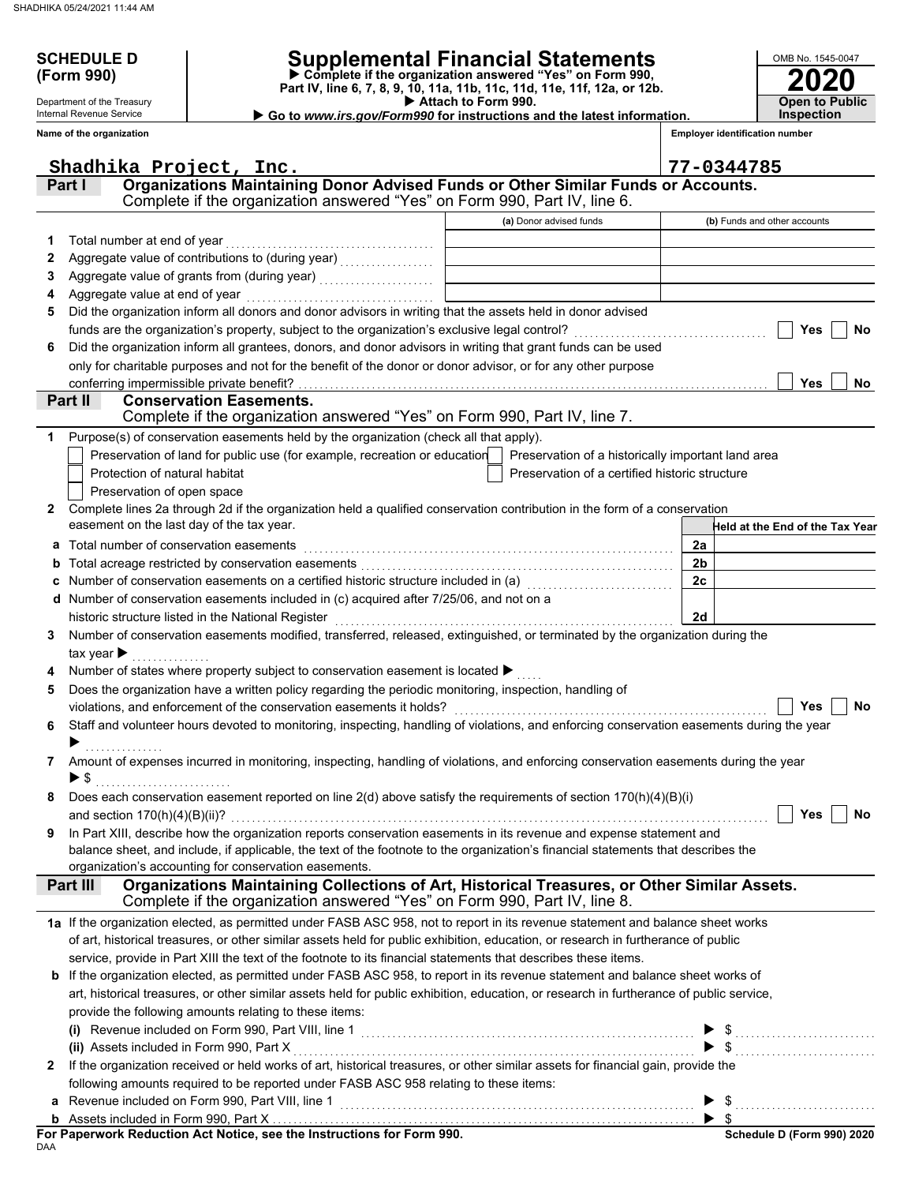**SCHEDULE D (Form 990)**

Department of the Treasury
Internal Revenue Service

# Supplemental Financial Statements

▶ Complete if the organization answered "Yes" on Form 990, Part IV, line 6, 7, 8, 9, 10, 11a, 11b, 11c, 11d, 11e, 11f, 12a, or 12b.
▶ Attach to Form 990.
▶ Go to *www.irs.gov/Form990* for instructions and the latest information.

OMB No. 1545-0047

**2020**

**Open to Public Inspection**

**Name of the organization:** Shadhika Project, Inc.

**Employer identification number:** 77-0344785

## Part I — Organizations Maintaining Donor Advised Funds or Other Similar Funds or Accounts.
Complete if the organization answered "Yes" on Form 990, Part IV, line 6.

| | | (a) Donor advised funds | (b) Funds and other accounts |
|---|---|---|---|
| 1 | Total number at end of year | | |
| 2 | Aggregate value of contributions to (during year) | | |
| 3 | Aggregate value of grants from (during year) | | |
| 4 | Aggregate value at end of year | | |

5 Did the organization inform all donors and donor advisors in writing that the assets held in donor advised funds are the organization's property, subject to the organization's exclusive legal control? ☐ Yes ☐ No

6 Did the organization inform all grantees, donors, and donor advisors in writing that grant funds can be used only for charitable purposes and not for the benefit of the donor or donor advisor, or for any other purpose conferring impermissible private benefit? ☐ Yes ☐ No

## Part II — Conservation Easements.
Complete if the organization answered "Yes" on Form 990, Part IV, line 7.

1 Purpose(s) of conservation easements held by the organization (check all that apply).

- ☐ Preservation of land for public use (for example, recreation or education)
- ☐ Preservation of a historically important land area
- ☐ Protection of natural habitat
- ☐ Preservation of a certified historic structure
- ☐ Preservation of open space

2 Complete lines 2a through 2d if the organization held a qualified conservation contribution in the form of a conservation easement on the last day of the tax year.

| | | | Held at the End of the Tax Year |
|---|---|---|---|
| a | Total number of conservation easements | 2a | |
| b | Total acreage restricted by conservation easements | 2b | |
| c | Number of conservation easements on a certified historic structure included in (a) | 2c | |
| d | Number of conservation easements included in (c) acquired after 7/25/06, and not on a historic structure listed in the National Register | 2d | |

3 Number of conservation easements modified, transferred, released, extinguished, or terminated by the organization during the tax year ▶

4 Number of states where property subject to conservation easement is located ▶

5 Does the organization have a written policy regarding the periodic monitoring, inspection, handling of violations, and enforcement of the conservation easements it holds? ☐ Yes ☐ No

6 Staff and volunteer hours devoted to monitoring, inspecting, handling of violations, and enforcing conservation easements during the year ▶

7 Amount of expenses incurred in monitoring, inspecting, handling of violations, and enforcing conservation easements during the year ▶ $

8 Does each conservation easement reported on line 2(d) above satisfy the requirements of section 170(h)(4)(B)(i) and section 170(h)(4)(B)(ii)? ☐ Yes ☐ No

9 In Part XIII, describe how the organization reports conservation easements in its revenue and expense statement and balance sheet, and include, if applicable, the text of the footnote to the organization's financial statements that describes the organization's accounting for conservation easements.

## Part III — Organizations Maintaining Collections of Art, Historical Treasures, or Other Similar Assets.
Complete if the organization answered "Yes" on Form 990, Part IV, line 8.

1a If the organization elected, as permitted under FASB ASC 958, not to report in its revenue statement and balance sheet works of art, historical treasures, or other similar assets held for public exhibition, education, or research in furtherance of public service, provide in Part XIII the text of the footnote to its financial statements that describes these items.

b If the organization elected, as permitted under FASB ASC 958, to report in its revenue statement and balance sheet works of art, historical treasures, or other similar assets held for public exhibition, education, or research in furtherance of public service, provide the following amounts relating to these items:

(i) Revenue included on Form 990, Part VIII, line 1 ▶ $

(ii) Assets included in Form 990, Part X ▶ $

2 If the organization received or held works of art, historical treasures, or other similar assets for financial gain, provide the following amounts required to be reported under FASB ASC 958 relating to these items:

a Revenue included on Form 990, Part VIII, line 1 ▶ $

b Assets included in Form 990, Part X ▶ $

**For Paperwork Reduction Act Notice, see the Instructions for Form 990.**

DAA

**Schedule D (Form 990) 2020**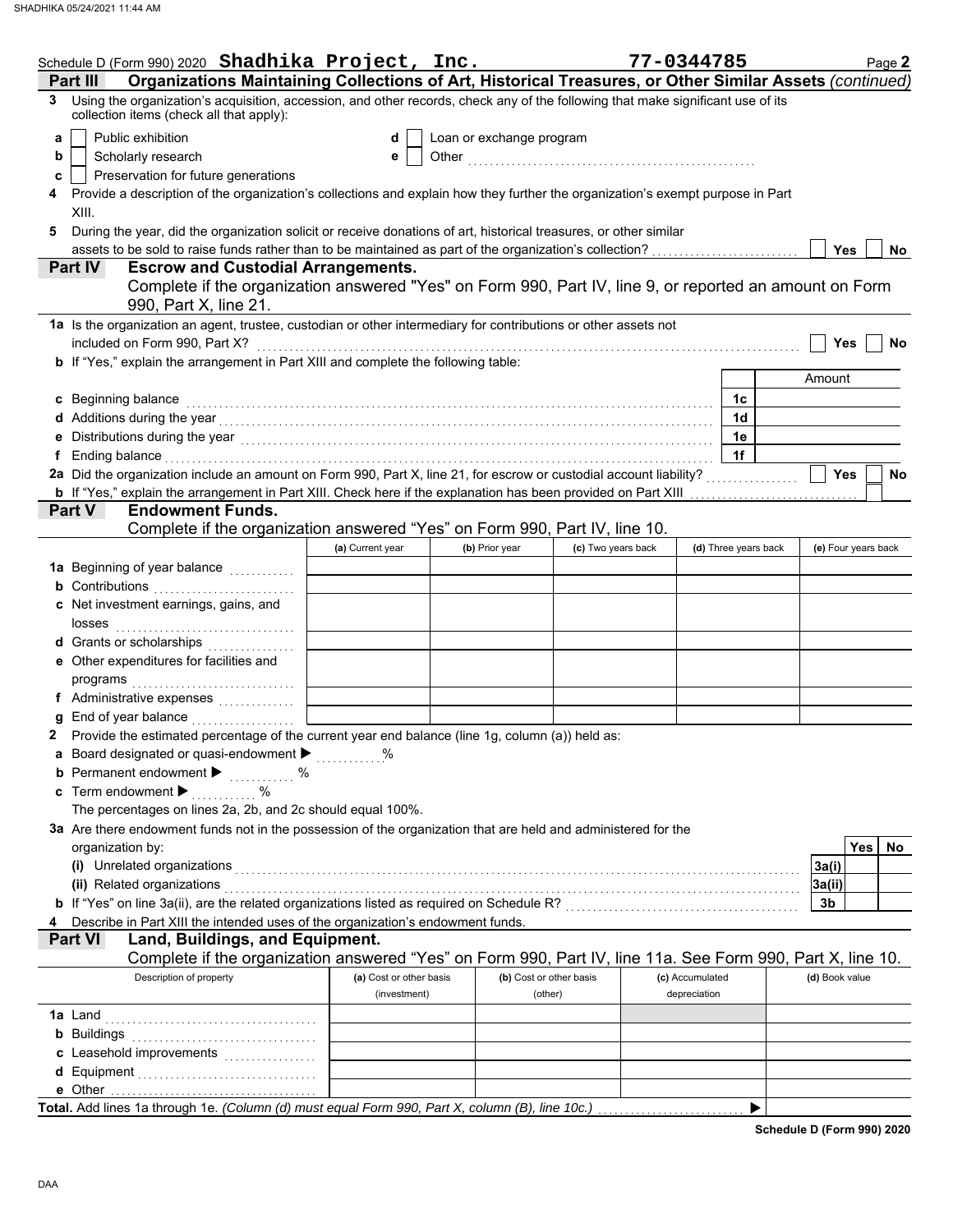Schedule D (Form 990) 2020 **Shadhika Project, Inc.** **77-0344785** Page **2**

## Part III — Organizations Maintaining Collections of Art, Historical Treasures, or Other Similar Assets *(continued)*

**3** Using the organization's acquisition, accession, and other records, check any of the following that make significant use of its collection items (check all that apply):

- **a** ☐ Public exhibition
- **b** ☐ Scholarly research
- **c** ☐ Preservation for future generations
- **d** ☐ Loan or exchange program
- **e** ☐ Other ..........

**4** Provide a description of the organization's collections and explain how they further the organization's exempt purpose in Part XIII.

**5** During the year, did the organization solicit or receive donations of art, historical treasures, or other similar assets to be sold to raise funds rather than to be maintained as part of the organization's collection? ☐ Yes ☐ No

## Part IV — Escrow and Custodial Arrangements.

Complete if the organization answered "Yes" on Form 990, Part IV, line 9, or reported an amount on Form 990, Part X, line 21.

**1a** Is the organization an agent, trustee, custodian or other intermediary for contributions or other assets not included on Form 990, Part X? ☐ Yes ☐ No

**b** If "Yes," explain the arrangement in Part XIII and complete the following table:

| | | Amount |
|---|---|---|
| **c** Beginning balance | 1c | |
| **d** Additions during the year | 1d | |
| **e** Distributions during the year | 1e | |
| **f** Ending balance | 1f | |

**2a** Did the organization include an amount on Form 990, Part X, line 21, for escrow or custodial account liability? ☐ Yes ☐ No

**b** If "Yes," explain the arrangement in Part XIII. Check here if the explanation has been provided on Part XIII ☐

## Part V — Endowment Funds.

Complete if the organization answered "Yes" on Form 990, Part IV, line 10.

| | (a) Current year | (b) Prior year | (c) Two years back | (d) Three years back | (e) Four years back |
|---|---|---|---|---|---|
| **1a** Beginning of year balance | | | | | |
| **b** Contributions | | | | | |
| **c** Net investment earnings, gains, and losses | | | | | |
| **d** Grants or scholarships | | | | | |
| **e** Other expenditures for facilities and programs | | | | | |
| **f** Administrative expenses | | | | | |
| **g** End of year balance | | | | | |

**2** Provide the estimated percentage of the current year end balance (line 1g, column (a)) held as:

- **a** Board designated or quasi-endowment ▶ ....... %
- **b** Permanent endowment ▶ ....... %
- **c** Term endowment ▶ ....... %

The percentages on lines 2a, 2b, and 2c should equal 100%.

**3a** Are there endowment funds not in the possession of the organization that are held and administered for the organization by:

| | | Yes | No |
|---|---|---|---|
| **(i)** Unrelated organizations | 3a(i) | | |
| **(ii)** Related organizations | 3a(ii) | | |
| **b** If "Yes" on line 3a(ii), are the related organizations listed as required on Schedule R? | 3b | | |

**4** Describe in Part XIII the intended uses of the organization's endowment funds.

## Part VI — Land, Buildings, and Equipment.

Complete if the organization answered "Yes" on Form 990, Part IV, line 11a. See Form 990, Part X, line 10.

| Description of property | (a) Cost or other basis (investment) | (b) Cost or other basis (other) | (c) Accumulated depreciation | (d) Book value |
|---|---|---|---|---|
| **1a** Land | | | | |
| **b** Buildings | | | | |
| **c** Leasehold improvements | | | | |
| **d** Equipment | | | | |
| **e** Other | | | | |

**Total.** Add lines 1a through 1e. *(Column (d) must equal Form 990, Part X, column (B), line 10c.)* ▶

**Schedule D (Form 990) 2020**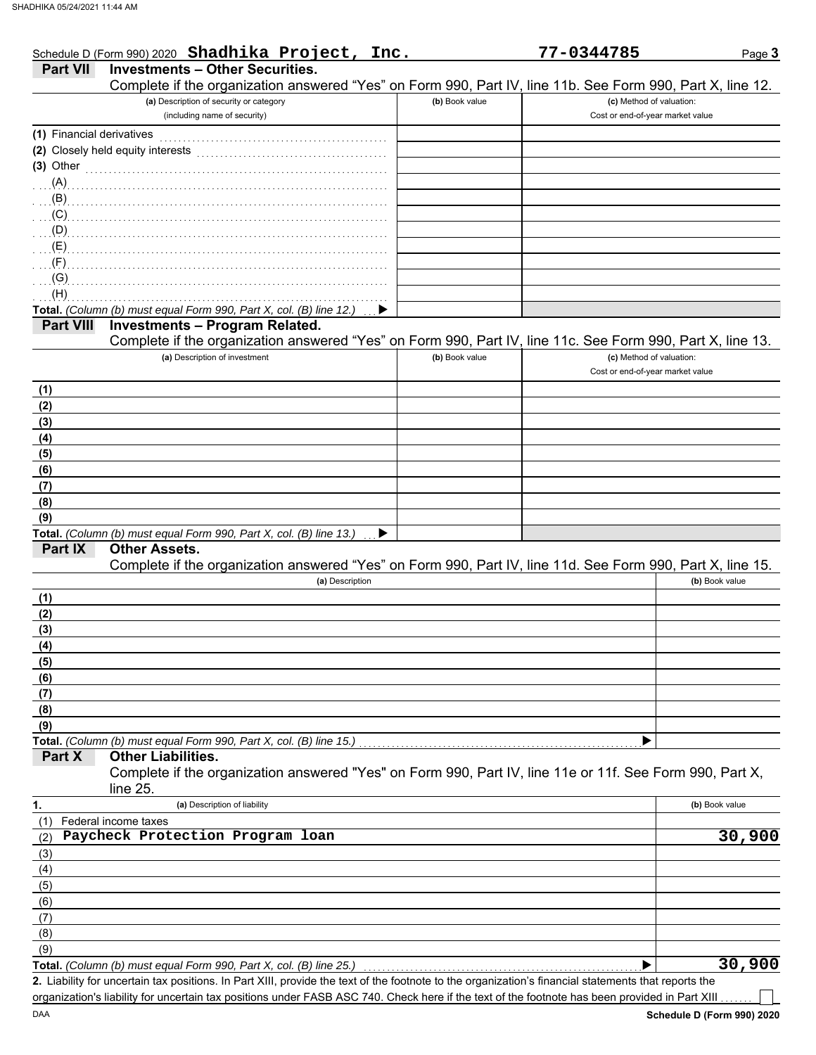Schedule D (Form 990) 2020 **Shadhika Project, Inc.** **77-0344785**

## Part VII Investments – Other Securities.

Complete if the organization answered "Yes" on Form 990, Part IV, line 11b. See Form 990, Part X, line 12.

| (a) Description of security or category (including name of security) | (b) Book value | (c) Method of valuation: Cost or end-of-year market value |
|---|---|---|
| (1) Financial derivatives | | |
| (2) Closely held equity interests | | |
| (3) Other | | |
| (A) | | |
| (B) | | |
| (C) | | |
| (D) | | |
| (E) | | |
| (F) | | |
| (G) | | |
| (H) | | |
| **Total.** *(Column (b) must equal Form 990, Part X, col. (B) line 12.)* ▶ | | |

## Part VIII Investments – Program Related.

Complete if the organization answered "Yes" on Form 990, Part IV, line 11c. See Form 990, Part X, line 13.

| (a) Description of investment | (b) Book value | (c) Method of valuation: Cost or end-of-year market value |
|---|---|---|
| (1) | | |
| (2) | | |
| (3) | | |
| (4) | | |
| (5) | | |
| (6) | | |
| (7) | | |
| (8) | | |
| (9) | | |
| **Total.** *(Column (b) must equal Form 990, Part X, col. (B) line 13.)* ▶ | | |

## Part IX Other Assets.

Complete if the organization answered "Yes" on Form 990, Part IV, line 11d. See Form 990, Part X, line 15.

| (a) Description | (b) Book value |
|---|---|
| (1) | |
| (2) | |
| (3) | |
| (4) | |
| (5) | |
| (6) | |
| (7) | |
| (8) | |
| (9) | |
| **Total.** *(Column (b) must equal Form 990, Part X, col. (B) line 15.)* ▶ | |

## Part X Other Liabilities.

Complete if the organization answered "Yes" on Form 990, Part IV, line 11e or 11f. See Form 990, Part X, line 25.

| 1. (a) Description of liability | (b) Book value |
|---|---|
| (1) Federal income taxes | |
| (2) Paycheck Protection Program loan | 30,900 |
| (3) | |
| (4) | |
| (5) | |
| (6) | |
| (7) | |
| (8) | |
| (9) | |
| **Total.** *(Column (b) must equal Form 990, Part X, col. (B) line 25.)* ▶ | 30,900 |

**2.** Liability for uncertain tax positions. In Part XIII, provide the text of the footnote to the organization's financial statements that reports the organization's liability for uncertain tax positions under FASB ASC 740. Check here if the text of the footnote has been provided in Part XIII ☐

**Schedule D (Form 990) 2020**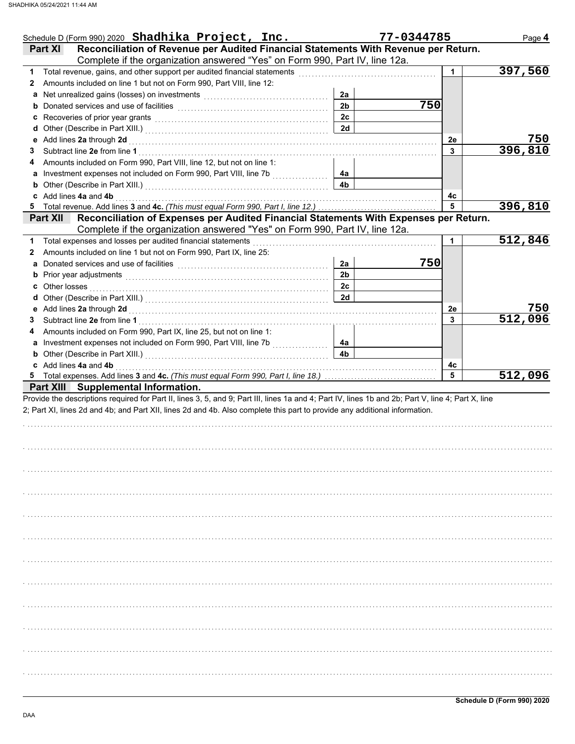Schedule D (Form 990) 2020 **Shadhika Project, Inc.** **77-0344785** Page **4**

## Part XI Reconciliation of Revenue per Audited Financial Statements With Revenue per Return.

Complete if the organization answered "Yes" on Form 990, Part IV, line 12a.

| | | | | | |
|---|---|---|---|---|---|
| **1** | Total revenue, gains, and other support per audited financial statements | | | 1 | 397,560 |
| **2** | Amounts included on line 1 but not on Form 990, Part VIII, line 12: | | | | |
| **a** | Net unrealized gains (losses) on investments | 2a | | | |
| **b** | Donated services and use of facilities | 2b | 750 | | |
| **c** | Recoveries of prior year grants | 2c | | | |
| **d** | Other (Describe in Part XIII.) | 2d | | | |
| **e** | Add lines **2a** through **2d** | | | 2e | 750 |
| **3** | Subtract line **2e** from line **1** | | | 3 | 396,810 |
| **4** | Amounts included on Form 990, Part VIII, line 12, but not on line 1: | | | | |
| **a** | Investment expenses not included on Form 990, Part VIII, line 7b | 4a | | | |
| **b** | Other (Describe in Part XIII.) | 4b | | | |
| **c** | Add lines **4a** and **4b** | | | 4c | |
| **5** | Total revenue. Add lines **3** and **4c.** *(This must equal Form 990, Part I, line 12.)* | | | 5 | 396,810 |

## Part XII Reconciliation of Expenses per Audited Financial Statements With Expenses per Return.

Complete if the organization answered "Yes" on Form 990, Part IV, line 12a.

| | | | | | |
|---|---|---|---|---|---|
| **1** | Total expenses and losses per audited financial statements | | | 1 | 512,846 |
| **2** | Amounts included on line 1 but not on Form 990, Part IX, line 25: | | | | |
| **a** | Donated services and use of facilities | 2a | 750 | | |
| **b** | Prior year adjustments | 2b | | | |
| **c** | Other losses | 2c | | | |
| **d** | Other (Describe in Part XIII.) | 2d | | | |
| **e** | Add lines **2a** through **2d** | | | 2e | 750 |
| **3** | Subtract line **2e** from line **1** | | | 3 | 512,096 |
| **4** | Amounts included on Form 990, Part IX, line 25, but not on line 1: | | | | |
| **a** | Investment expenses not included on Form 990, Part VIII, line 7b | 4a | | | |
| **b** | Other (Describe in Part XIII.) | 4b | | | |
| **c** | Add lines **4a** and **4b** | | | 4c | |
| **5** | Total expenses. Add lines **3** and **4c.** *(This must equal Form 990, Part I, line 18.)* | | | 5 | 512,096 |

## Part XIII Supplemental Information.

Provide the descriptions required for Part II, lines 3, 5, and 9; Part III, lines 1a and 4; Part IV, lines 1b and 2b; Part V, line 4; Part X, line 2; Part XI, lines 2d and 4b; and Part XII, lines 2d and 4b. Also complete this part to provide any additional information.

**Schedule D (Form 990) 2020**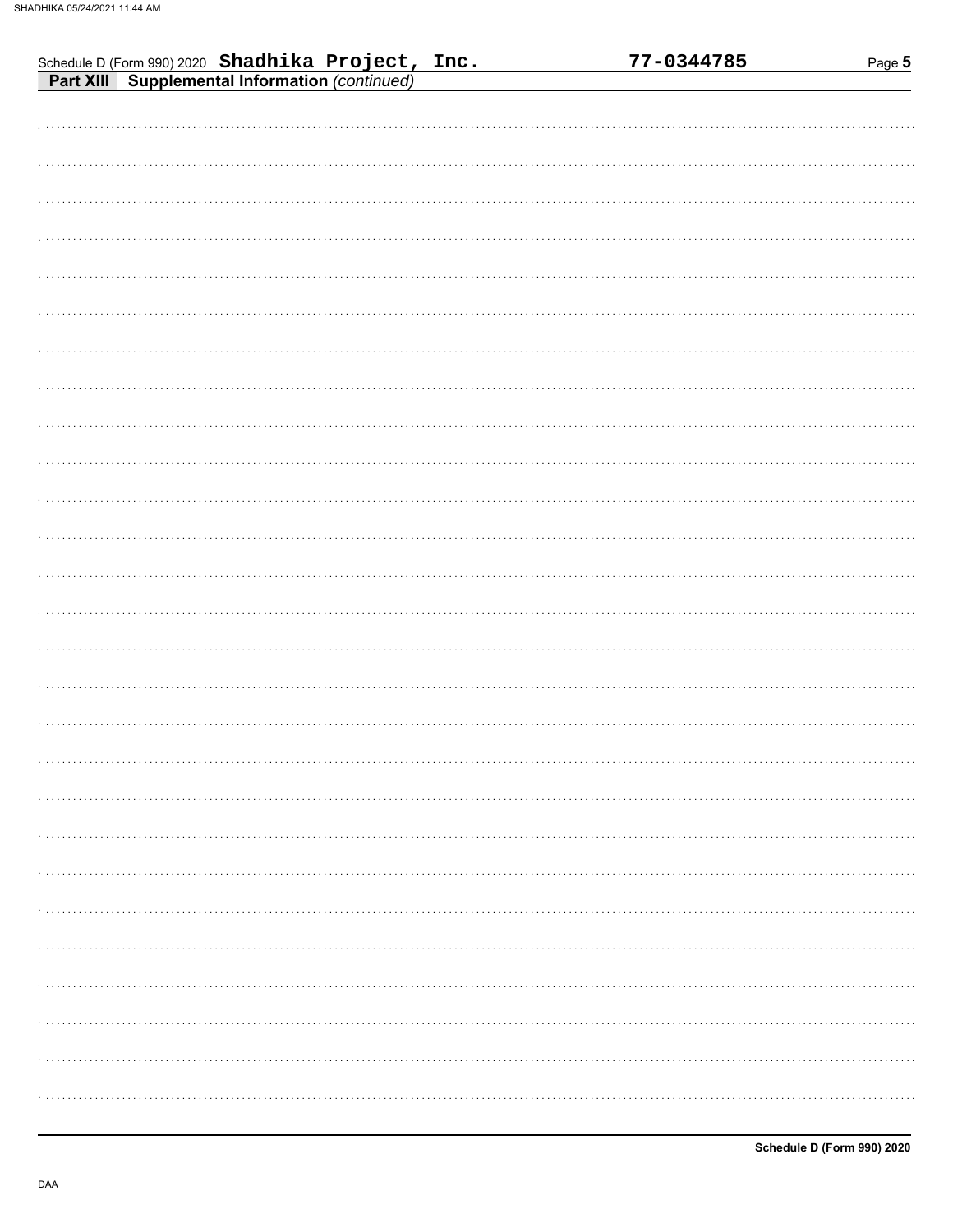Schedule D (Form 990) 2020 **Shadhika Project, Inc.** **77-0344785**

**Part XIII Supplemental Information** *(continued)*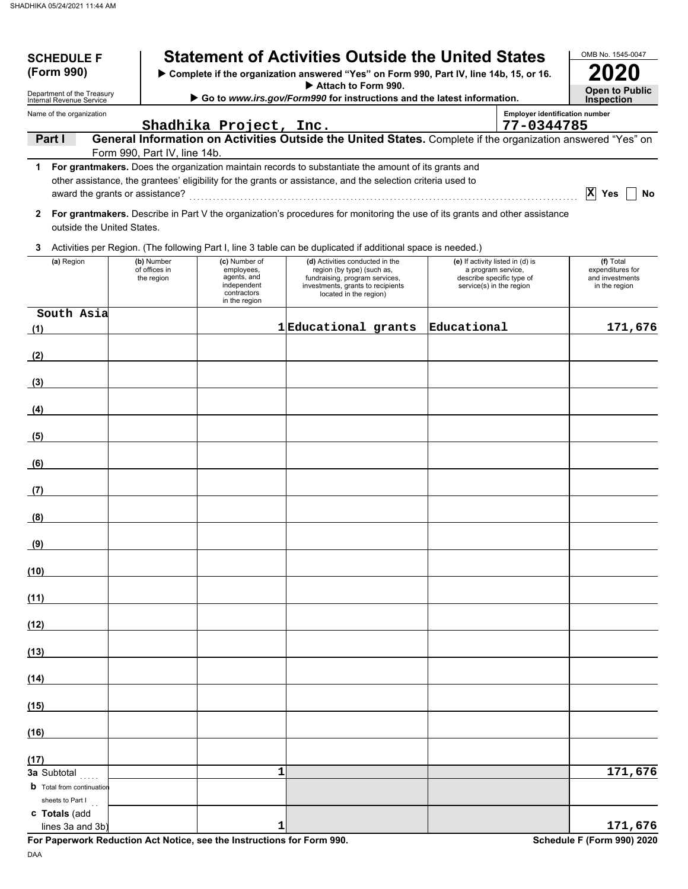**SCHEDULE F (Form 990)**

Department of the Treasury
Internal Revenue Service

# Statement of Activities Outside the United States

▶ Complete if the organization answered "Yes" on Form 990, Part IV, line 14b, 15, or 16.
▶ Attach to Form 990.
▶ Go to *www.irs.gov/Form990* for instructions and the latest information.

OMB No. 1545-0047

**2020**

**Open to Public Inspection**

Name of the organization: Shadhika Project, Inc.

Employer identification number: 77-0344785

**Part I — General Information on Activities Outside the United States.** Complete if the organization answered "Yes" on Form 990, Part IV, line 14b.

**1 For grantmakers.** Does the organization maintain records to substantiate the amount of its grants and other assistance, the grantees' eligibility for the grants or assistance, and the selection criteria used to award the grants or assistance? ..... [X] Yes [ ] No

**2 For grantmakers.** Describe in Part V the organization's procedures for monitoring the use of its grants and other assistance outside the United States.

**3** Activities per Region. (The following Part I, line 3 table can be duplicated if additional space is needed.)

| (a) Region | (b) Number of offices in the region | (c) Number of employees, agents, and independent contractors in the region | (d) Activities conducted in the region (by type) (such as, fundraising, program services, investments, grants to recipients located in the region) | (e) If activity listed in (d) is a program service, describe specific type of service(s) in the region | (f) Total expenditures for and investments in the region |
|---|---|---|---|---|---|
| (1) South Asia | | 1 | Educational grants | Educational | 171,676 |
| (2) | | | | | |
| (3) | | | | | |
| (4) | | | | | |
| (5) | | | | | |
| (6) | | | | | |
| (7) | | | | | |
| (8) | | | | | |
| (9) | | | | | |
| (10) | | | | | |
| (11) | | | | | |
| (12) | | | | | |
| (13) | | | | | |
| (14) | | | | | |
| (15) | | | | | |
| (16) | | | | | |
| (17) | | | | | |
| 3a Subtotal | | 1 | | | 171,676 |
| b Total from continuation sheets to Part I | | | | | |
| c Totals (add lines 3a and 3b) | | 1 | | | 171,676 |

**For Paperwork Reduction Act Notice, see the Instructions for Form 990.**

**Schedule F (Form 990) 2020**

DAA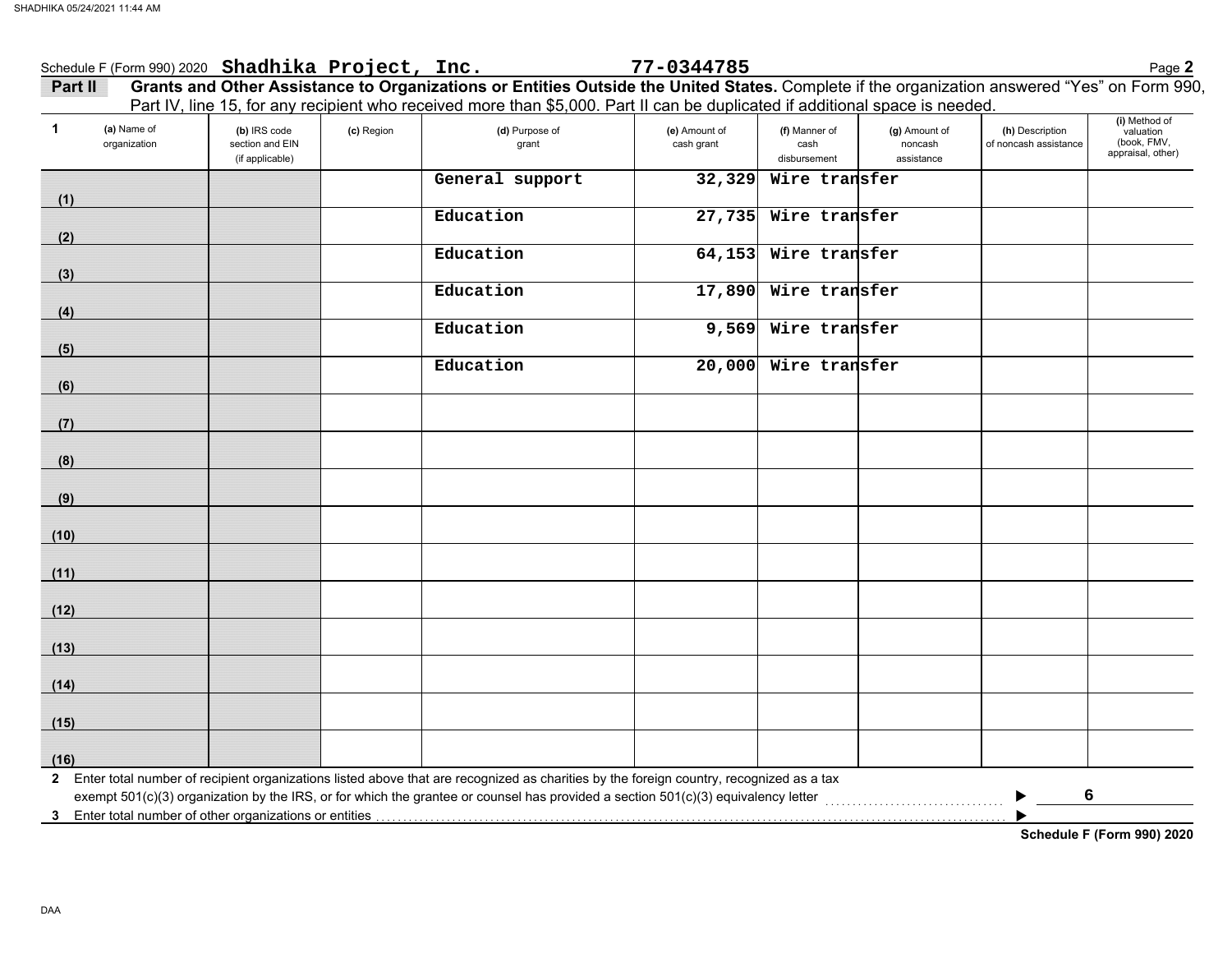Schedule F (Form 990) 2020 **Shadhika Project, Inc.** **77-0344785** Page **2**

**Part II** **Grants and Other Assistance to Organizations or Entities Outside the United States.** Complete if the organization answered "Yes" on Form 990, Part IV, line 15, for any recipient who received more than $5,000. Part II can be duplicated if additional space is needed.

| 1 | (a) Name of organization | (b) IRS code section and EIN (if applicable) | (c) Region | (d) Purpose of grant | (e) Amount of cash grant | (f) Manner of cash disbursement | (g) Amount of noncash assistance | (h) Description of noncash assistance | (i) Method of valuation (book, FMV, appraisal, other) |
|---|---|---|---|---|---|---|---|---|---|
| (1) | | | | General support | 32,329 | Wire transfer | | | |
| (2) | | | | Education | 27,735 | Wire transfer | | | |
| (3) | | | | Education | 64,153 | Wire transfer | | | |
| (4) | | | | Education | 17,890 | Wire transfer | | | |
| (5) | | | | Education | 9,569 | Wire transfer | | | |
| (6) | | | | Education | 20,000 | Wire transfer | | | |
| (7) | | | | | | | | | |
| (8) | | | | | | | | | |
| (9) | | | | | | | | | |
| (10) | | | | | | | | | |
| (11) | | | | | | | | | |
| (12) | | | | | | | | | |
| (13) | | | | | | | | | |
| (14) | | | | | | | | | |
| (15) | | | | | | | | | |
| (16) | | | | | | | | | |

**2** Enter total number of recipient organizations listed above that are recognized as charities by the foreign country, recognized as a tax exempt 501(c)(3) organization by the IRS, or for which the grantee or counsel has provided a section 501(c)(3) equivalency letter ▶ **6**

**3** Enter total number of other organizations or entities ▶

**Schedule F (Form 990) 2020**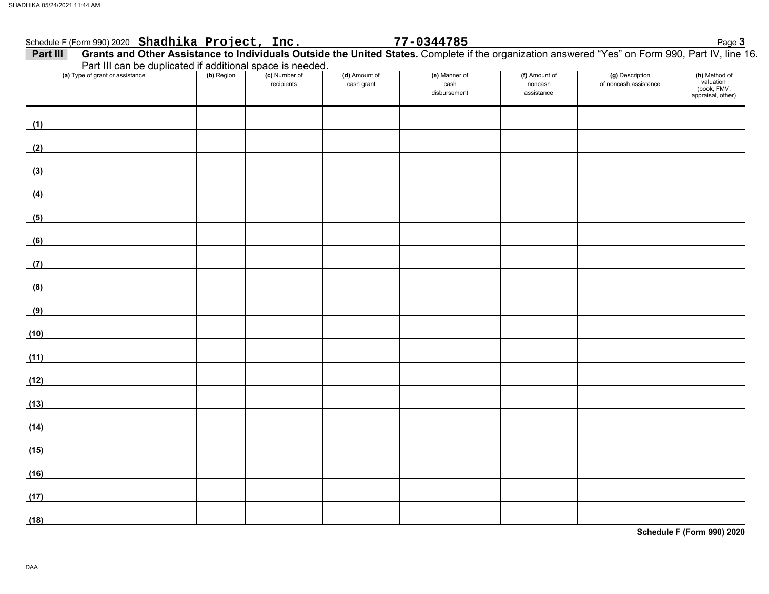Schedule F (Form 990) 2020 **Shadhika Project, Inc.** **77-0344785**

**Part III** **Grants and Other Assistance to Individuals Outside the United States.** Complete if the organization answered "Yes" on Form 990, Part IV, line 16. Part III can be duplicated if additional space is needed.

| (a) Type of grant or assistance | (b) Region | (c) Number of recipients | (d) Amount of cash grant | (e) Manner of cash disbursement | (f) Amount of noncash assistance | (g) Description of noncash assistance | (h) Method of valuation (book, FMV, appraisal, other) |
|---|---|---|---|---|---|---|---|
| (1) | | | | | | | |
| (2) | | | | | | | |
| (3) | | | | | | | |
| (4) | | | | | | | |
| (5) | | | | | | | |
| (6) | | | | | | | |
| (7) | | | | | | | |
| (8) | | | | | | | |
| (9) | | | | | | | |
| (10) | | | | | | | |
| (11) | | | | | | | |
| (12) | | | | | | | |
| (13) | | | | | | | |
| (14) | | | | | | | |
| (15) | | | | | | | |
| (16) | | | | | | | |
| (17) | | | | | | | |
| (18) | | | | | | | |

**Schedule F (Form 990) 2020**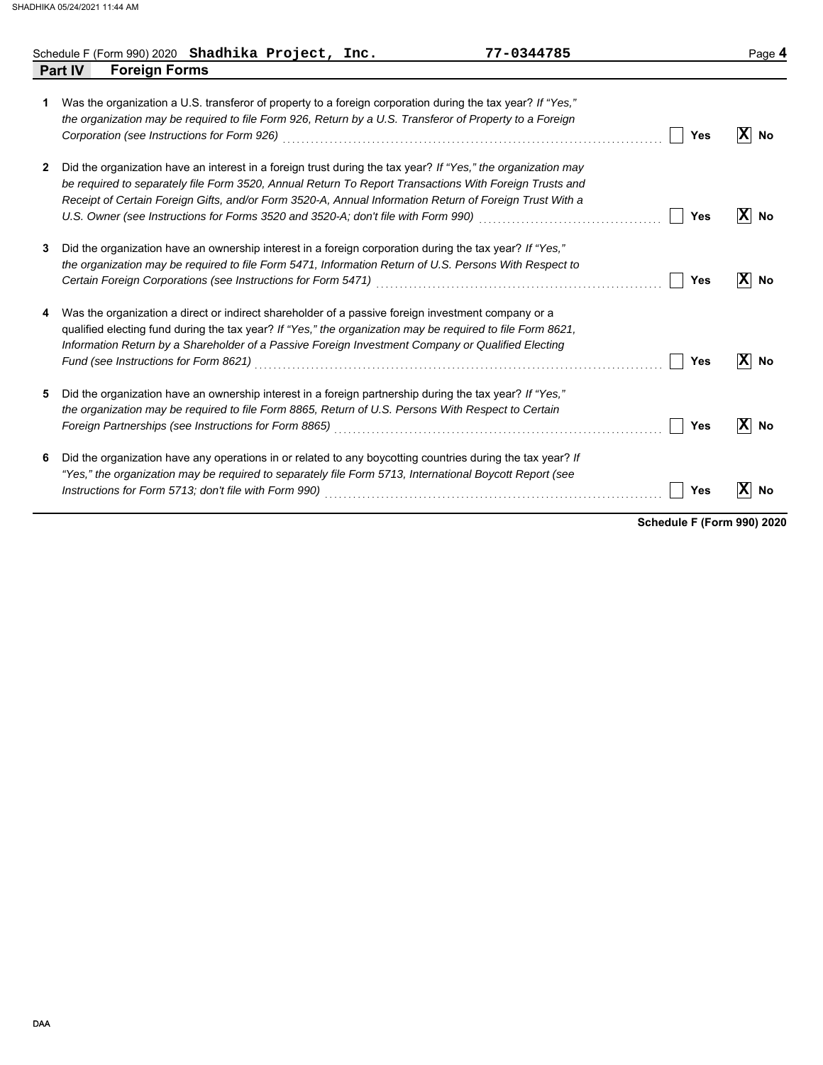Schedule F (Form 990) 2020 **Shadhika Project, Inc.** 77-0344785

## Part IV Foreign Forms

| | | Yes | No |
|---|---|---|---|
| **1** | Was the organization a U.S. transferor of property to a foreign corporation during the tax year? *If "Yes," the organization may be required to file Form 926, Return by a U.S. Transferor of Property to a Foreign Corporation (see Instructions for Form 926)* | | X |
| **2** | Did the organization have an interest in a foreign trust during the tax year? *If "Yes," the organization may be required to separately file Form 3520, Annual Return To Report Transactions With Foreign Trusts and Receipt of Certain Foreign Gifts, and/or Form 3520-A, Annual Information Return of Foreign Trust With a U.S. Owner (see Instructions for Forms 3520 and 3520-A; don't file with Form 990)* | | X |
| **3** | Did the organization have an ownership interest in a foreign corporation during the tax year? *If "Yes," the organization may be required to file Form 5471, Information Return of U.S. Persons With Respect to Certain Foreign Corporations (see Instructions for Form 5471)* | | X |
| **4** | Was the organization a direct or indirect shareholder of a passive foreign investment company or a qualified electing fund during the tax year? *If "Yes," the organization may be required to file Form 8621, Information Return by a Shareholder of a Passive Foreign Investment Company or Qualified Electing Fund (see Instructions for Form 8621)* | | X |
| **5** | Did the organization have an ownership interest in a foreign partnership during the tax year? *If "Yes," the organization may be required to file Form 8865, Return of U.S. Persons With Respect to Certain Foreign Partnerships (see Instructions for Form 8865)* | | X |
| **6** | Did the organization have any operations in or related to any boycotting countries during the tax year? *If "Yes," the organization may be required to separately file Form 5713, International Boycott Report (see Instructions for Form 5713; don't file with Form 990)* | | X |

**Schedule F (Form 990) 2020**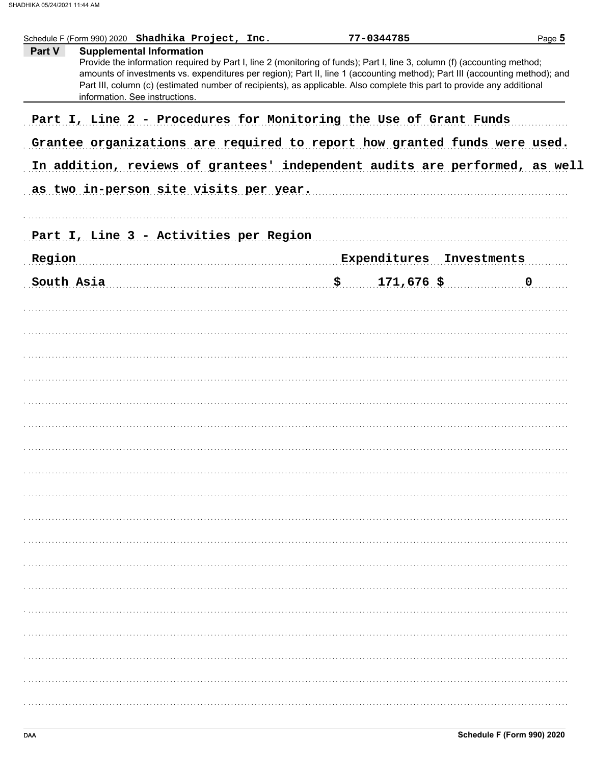Schedule F (Form 990) 2020 **Shadhika Project, Inc.** **77-0344785**

## Part V Supplemental Information

Provide the information required by Part I, line 2 (monitoring of funds); Part I, line 3, column (f) (accounting method; amounts of investments vs. expenditures per region); Part II, line 1 (accounting method); Part III (accounting method); and Part III, column (c) (estimated number of recipients), as applicable. Also complete this part to provide any additional information. See instructions.

Part I, Line 2 - Procedures for Monitoring the Use of Grant Funds

Grantee organizations are required to report how granted funds were used. In addition, reviews of grantees' independent audits are performed, as well as two in-person site visits per year.

Part I, Line 3 - Activities per Region

| Region | Expenditures | Investments |
|---|---|---|
| South Asia | $ 171,676 | $ 0 |

Schedule F (Form 990) 2020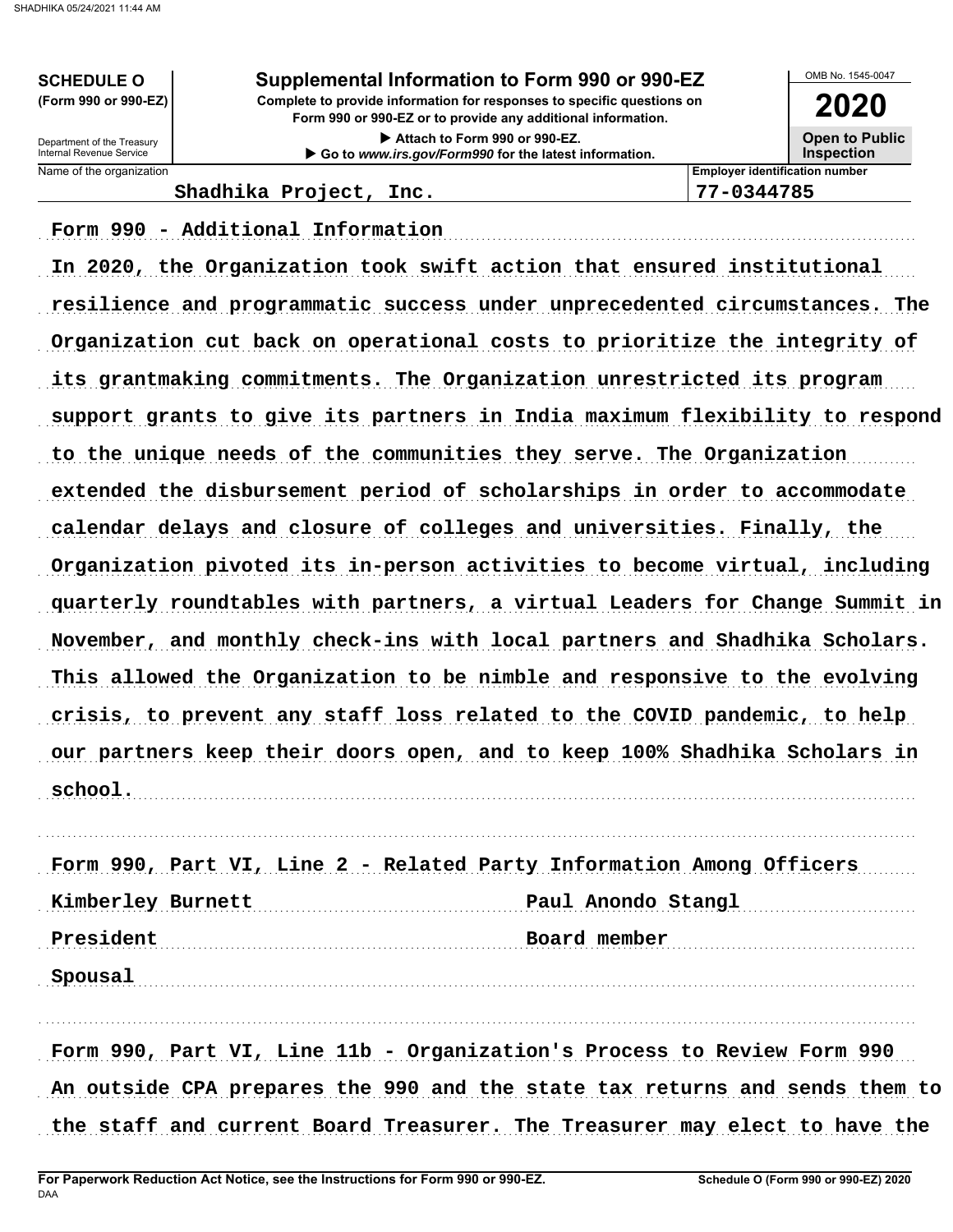**SCHEDULE O**
**(Form 990 or 990-EZ)**

Department of the Treasury
Internal Revenue Service

# Supplemental Information to Form 990 or 990-EZ

**Complete to provide information for responses to specific questions on Form 990 or 990-EZ or to provide any additional information.**

▶ Attach to Form 990 or 990-EZ.

▶ Go to *www.irs.gov/Form990* for the latest information.

OMB No. 1545-0047

**2020**

**Open to Public Inspection**

| Name of the organization | Employer identification number |
|---|---|
| Shadhika Project, Inc. | 77-0344785 |

Form 990 - Additional Information

In 2020, the Organization took swift action that ensured institutional resilience and programmatic success under unprecedented circumstances. The Organization cut back on operational costs to prioritize the integrity of its grantmaking commitments. The Organization unrestricted its program support grants to give its partners in India maximum flexibility to respond to the unique needs of the communities they serve. The Organization extended the disbursement period of scholarships in order to accommodate calendar delays and closure of colleges and universities. Finally, the Organization pivoted its in-person activities to become virtual, including quarterly roundtables with partners, a virtual Leaders for Change Summit in November, and monthly check-ins with local partners and Shadhika Scholars. This allowed the Organization to be nimble and responsive to the evolving crisis, to prevent any staff loss related to the COVID pandemic, to help our partners keep their doors open, and to keep 100% Shadhika Scholars in school.

Form 990, Part VI, Line 2 - Related Party Information Among Officers

| | |
|---|---|
| Kimberley Burnett | Paul Anondo Stangl |
| President | Board member |
| Spousal | |

Form 990, Part VI, Line 11b - Organization's Process to Review Form 990

An outside CPA prepares the 990 and the state tax returns and sends them to the staff and current Board Treasurer. The Treasurer may elect to have the

**For Paperwork Reduction Act Notice, see the Instructions for Form 990 or 990-EZ.**

DAA

**Schedule O (Form 990 or 990-EZ) 2020**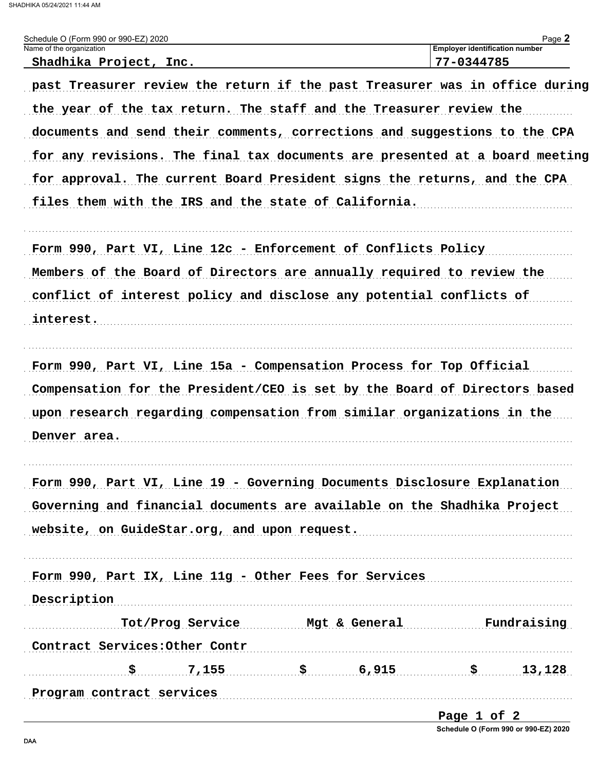Schedule O (Form 990 or 990-EZ) 2020

Name of the organization: Shadhika Project, Inc.

Employer identification number: 77-0344785

past Treasurer review the return if the past Treasurer was in office during the year of the tax return. The staff and the Treasurer review the documents and send their comments, corrections and suggestions to the CPA for any revisions. The final tax documents are presented at a board meeting for approval. The current Board President signs the returns, and the CPA files them with the IRS and the state of California.

Form 990, Part VI, Line 12c - Enforcement of Conflicts Policy

Members of the Board of Directors are annually required to review the conflict of interest policy and disclose any potential conflicts of interest.

Form 990, Part VI, Line 15a - Compensation Process for Top Official

Compensation for the President/CEO is set by the Board of Directors based upon research regarding compensation from similar organizations in the Denver area.

Form 990, Part VI, Line 19 - Governing Documents Disclosure Explanation

Governing and financial documents are available on the Shadhika Project website, on GuideStar.org, and upon request.

Form 990, Part IX, Line 11g - Other Fees for Services

| Description | Tot/Prog Service | Mgt & General | Fundraising |
|---|---|---|---|
| Contract Services:Other Contr | $ 7,155 | $ 6,915 | $ 13,128 |
| Program contract services | | | |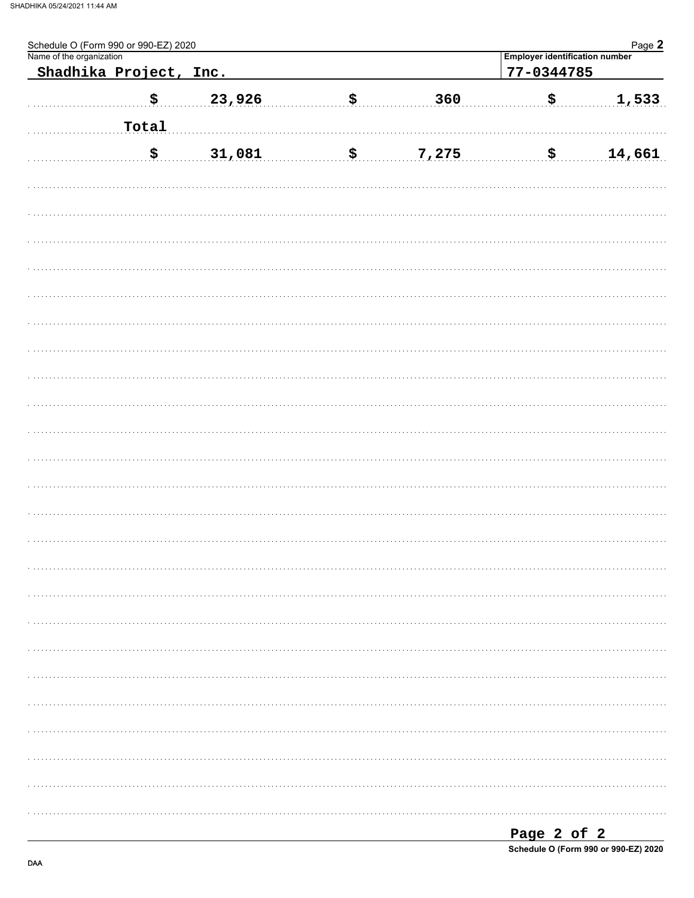Schedule O (Form 990 or 990-EZ) 2020

Name of the organization: Shadhika Project, Inc.

Employer identification number: 77-0344785

| | | |
|---|---|---|
| $ 23,926 | $ 360 | $ 1,533 |
| Total | | |
| $ 31,081 | $ 7,275 | $ 14,661 |

Schedule O (Form 990 or 990-EZ) 2020